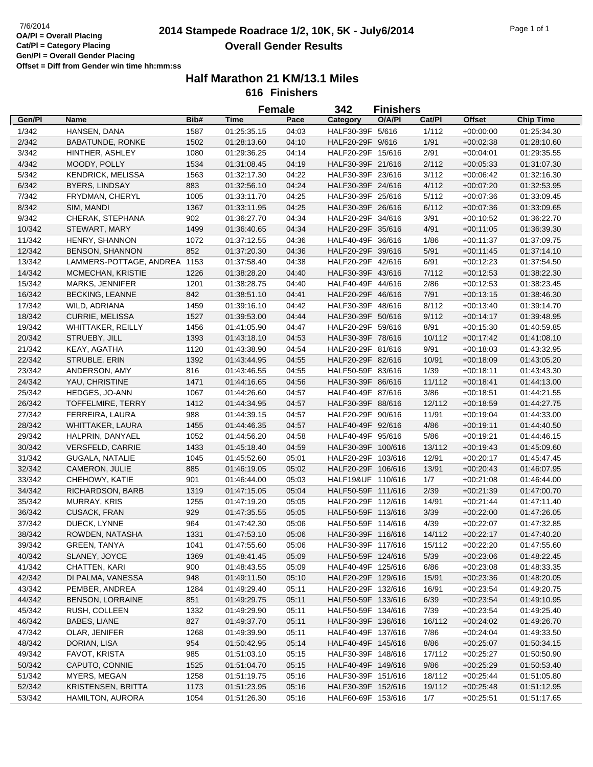7/6/2014

**OA/Pl = Overall Placing**
**Cat/Pl = Category Placing**
**Gen/Pl = Overall Gender Placing**
**Offset = Diff from Gender win time hh:mm:ss**

# 2014 Stampede Roadrace 1/2, 10K, 5K - July6/2014

## Overall Gender Results

## Half Marathon 21 KM/13.1 Miles

### 616 Finishers

**Female 342 Finishers**

| Gen/Pl | Name | Bib# | Time | Pace | Category | O/A/Pl | Cat/Pl | Offset | Chip Time |
|---|---|---|---|---|---|---|---|---|---|
| 1/342 | HANSEN, DANA | 1587 | 01:25:35.15 | 04:03 | HALF30-39F | 5/616 | 1/112 | +00:00:00 | 01:25:34.30 |
| 2/342 | BABATUNDE, RONKE | 1502 | 01:28:13.60 | 04:10 | HALF20-29F | 9/616 | 1/91 | +00:02:38 | 01:28:10.60 |
| 3/342 | HINTHER, ASHLEY | 1080 | 01:29:36.25 | 04:14 | HALF20-29F | 15/616 | 2/91 | +00:04:01 | 01:29:35.55 |
| 4/342 | MOODY, POLLY | 1534 | 01:31:08.45 | 04:19 | HALF30-39F | 21/616 | 2/112 | +00:05:33 | 01:31:07.30 |
| 5/342 | KENDRICK, MELISSA | 1563 | 01:32:17.30 | 04:22 | HALF30-39F | 23/616 | 3/112 | +00:06:42 | 01:32:16.30 |
| 6/342 | BYERS, LINDSAY | 883 | 01:32:56.10 | 04:24 | HALF30-39F | 24/616 | 4/112 | +00:07:20 | 01:32:53.95 |
| 7/342 | FRYDMAN, CHERYL | 1005 | 01:33:11.70 | 04:25 | HALF30-39F | 25/616 | 5/112 | +00:07:36 | 01:33:09.45 |
| 8/342 | SIM, MANDI | 1367 | 01:33:11.95 | 04:25 | HALF30-39F | 26/616 | 6/112 | +00:07:36 | 01:33:09.65 |
| 9/342 | CHERAK, STEPHANA | 902 | 01:36:27.70 | 04:34 | HALF20-29F | 34/616 | 3/91 | +00:10:52 | 01:36:22.70 |
| 10/342 | STEWART, MARY | 1499 | 01:36:40.65 | 04:34 | HALF20-29F | 35/616 | 4/91 | +00:11:05 | 01:36:39.30 |
| 11/342 | HENRY, SHANNON | 1072 | 01:37:12.55 | 04:36 | HALF40-49F | 36/616 | 1/86 | +00:11:37 | 01:37:09.75 |
| 12/342 | BENSON, SHANNON | 852 | 01:37:20.30 | 04:36 | HALF20-29F | 39/616 | 5/91 | +00:11:45 | 01:37:14.10 |
| 13/342 | LAMMERS-POTTAGE, ANDREA | 1153 | 01:37:58.40 | 04:38 | HALF20-29F | 42/616 | 6/91 | +00:12:23 | 01:37:54.50 |
| 14/342 | MCMECHAN, KRISTIE | 1226 | 01:38:28.20 | 04:40 | HALF30-39F | 43/616 | 7/112 | +00:12:53 | 01:38:22.30 |
| 15/342 | MARKS, JENNIFER | 1201 | 01:38:28.75 | 04:40 | HALF40-49F | 44/616 | 2/86 | +00:12:53 | 01:38:23.45 |
| 16/342 | BECKING, LEANNE | 842 | 01:38:51.10 | 04:41 | HALF20-29F | 46/616 | 7/91 | +00:13:15 | 01:38:46.30 |
| 17/342 | WILD, ADRIANA | 1459 | 01:39:16.10 | 04:42 | HALF30-39F | 48/616 | 8/112 | +00:13:40 | 01:39:14.70 |
| 18/342 | CURRIE, MELISSA | 1527 | 01:39:53.00 | 04:44 | HALF30-39F | 50/616 | 9/112 | +00:14:17 | 01:39:48.95 |
| 19/342 | WHITTAKER, REILLY | 1456 | 01:41:05.90 | 04:47 | HALF20-29F | 59/616 | 8/91 | +00:15:30 | 01:40:59.85 |
| 20/342 | STRUEBY, JILL | 1393 | 01:43:18.10 | 04:53 | HALF30-39F | 78/616 | 10/112 | +00:17:42 | 01:41:08.10 |
| 21/342 | KEAY, AGATHA | 1120 | 01:43:38.90 | 04:54 | HALF20-29F | 81/616 | 9/91 | +00:18:03 | 01:43:32.95 |
| 22/342 | STRUBLE, ERIN | 1392 | 01:43:44.95 | 04:55 | HALF20-29F | 82/616 | 10/91 | +00:18:09 | 01:43:05.20 |
| 23/342 | ANDERSON, AMY | 816 | 01:43:46.55 | 04:55 | HALF50-59F | 83/616 | 1/39 | +00:18:11 | 01:43:43.30 |
| 24/342 | YAU, CHRISTINE | 1471 | 01:44:16.65 | 04:56 | HALF30-39F | 86/616 | 11/112 | +00:18:41 | 01:44:13.00 |
| 25/342 | HEDGES, JO-ANN | 1067 | 01:44:26.60 | 04:57 | HALF40-49F | 87/616 | 3/86 | +00:18:51 | 01:44:21.55 |
| 26/342 | TOFFELMIRE, TERRY | 1412 | 01:44:34.95 | 04:57 | HALF30-39F | 88/616 | 12/112 | +00:18:59 | 01:44:27.75 |
| 27/342 | FERREIRA, LAURA | 988 | 01:44:39.15 | 04:57 | HALF20-29F | 90/616 | 11/91 | +00:19:04 | 01:44:33.00 |
| 28/342 | WHITTAKER, LAURA | 1455 | 01:44:46.35 | 04:57 | HALF40-49F | 92/616 | 4/86 | +00:19:11 | 01:44:40.50 |
| 29/342 | HALPRIN, DANYAEL | 1052 | 01:44:56.20 | 04:58 | HALF40-49F | 95/616 | 5/86 | +00:19:21 | 01:44:46.15 |
| 30/342 | VERSFELD, CARRIE | 1433 | 01:45:18.40 | 04:59 | HALF30-39F | 100/616 | 13/112 | +00:19:43 | 01:45:09.60 |
| 31/342 | GUGALA, NATALIE | 1045 | 01:45:52.60 | 05:01 | HALF20-29F | 103/616 | 12/91 | +00:20:17 | 01:45:47.45 |
| 32/342 | CAMERON, JULIE | 885 | 01:46:19.05 | 05:02 | HALF20-29F | 106/616 | 13/91 | +00:20:43 | 01:46:07.95 |
| 33/342 | CHEHOWY, KATIE | 901 | 01:46:44.00 | 05:03 | HALF19&UF | 110/616 | 1/7 | +00:21:08 | 01:46:44.00 |
| 34/342 | RICHARDSON, BARB | 1319 | 01:47:15.05 | 05:04 | HALF50-59F | 111/616 | 2/39 | +00:21:39 | 01:47:00.70 |
| 35/342 | MURRAY, KRIS | 1255 | 01:47:19.20 | 05:05 | HALF20-29F | 112/616 | 14/91 | +00:21:44 | 01:47:11.40 |
| 36/342 | CUSACK, FRAN | 929 | 01:47:35.55 | 05:05 | HALF50-59F | 113/616 | 3/39 | +00:22:00 | 01:47:26.05 |
| 37/342 | DUECK, LYNNE | 964 | 01:47:42.30 | 05:06 | HALF50-59F | 114/616 | 4/39 | +00:22:07 | 01:47:32.85 |
| 38/342 | ROWDEN, NATASHA | 1331 | 01:47:53.10 | 05:06 | HALF30-39F | 116/616 | 14/112 | +00:22:17 | 01:47:40.20 |
| 39/342 | GREEN, TANYA | 1041 | 01:47:55.60 | 05:06 | HALF30-39F | 117/616 | 15/112 | +00:22:20 | 01:47:55.60 |
| 40/342 | SLANEY, JOYCE | 1369 | 01:48:41.45 | 05:09 | HALF50-59F | 124/616 | 5/39 | +00:23:06 | 01:48:22.45 |
| 41/342 | CHATTEN, KARI | 900 | 01:48:43.55 | 05:09 | HALF40-49F | 125/616 | 6/86 | +00:23:08 | 01:48:33.35 |
| 42/342 | DI PALMA, VANESSA | 948 | 01:49:11.50 | 05:10 | HALF20-29F | 129/616 | 15/91 | +00:23:36 | 01:48:20.05 |
| 43/342 | PEMBER, ANDREA | 1284 | 01:49:29.40 | 05:11 | HALF20-29F | 132/616 | 16/91 | +00:23:54 | 01:49:20.75 |
| 44/342 | BENSON, LORRAINE | 851 | 01:49:29.75 | 05:11 | HALF50-59F | 133/616 | 6/39 | +00:23:54 | 01:49:10.95 |
| 45/342 | RUSH, COLLEEN | 1332 | 01:49:29.90 | 05:11 | HALF50-59F | 134/616 | 7/39 | +00:23:54 | 01:49:25.40 |
| 46/342 | BABES, LIANE | 827 | 01:49:37.70 | 05:11 | HALF30-39F | 136/616 | 16/112 | +00:24:02 | 01:49:26.70 |
| 47/342 | OLAR, JENIFER | 1268 | 01:49:39.90 | 05:11 | HALF40-49F | 137/616 | 7/86 | +00:24:04 | 01:49:33.50 |
| 48/342 | DORIAN, LISA | 954 | 01:50:42.95 | 05:14 | HALF40-49F | 145/616 | 8/86 | +00:25:07 | 01:50:34.15 |
| 49/342 | FAVOT, KRISTA | 985 | 01:51:03.10 | 05:15 | HALF30-39F | 148/616 | 17/112 | +00:25:27 | 01:50:50.90 |
| 50/342 | CAPUTO, CONNIE | 1525 | 01:51:04.70 | 05:15 | HALF40-49F | 149/616 | 9/86 | +00:25:29 | 01:50:53.40 |
| 51/342 | MYERS, MEGAN | 1258 | 01:51:19.75 | 05:16 | HALF30-39F | 151/616 | 18/112 | +00:25:44 | 01:51:05.80 |
| 52/342 | KRISTENSEN, BRITTA | 1173 | 01:51:23.95 | 05:16 | HALF30-39F | 152/616 | 19/112 | +00:25:48 | 01:51:12.95 |
| 53/342 | HAMILTON, AURORA | 1054 | 01:51:26.30 | 05:16 | HALF60-69F | 153/616 | 1/7 | +00:25:51 | 01:51:17.65 |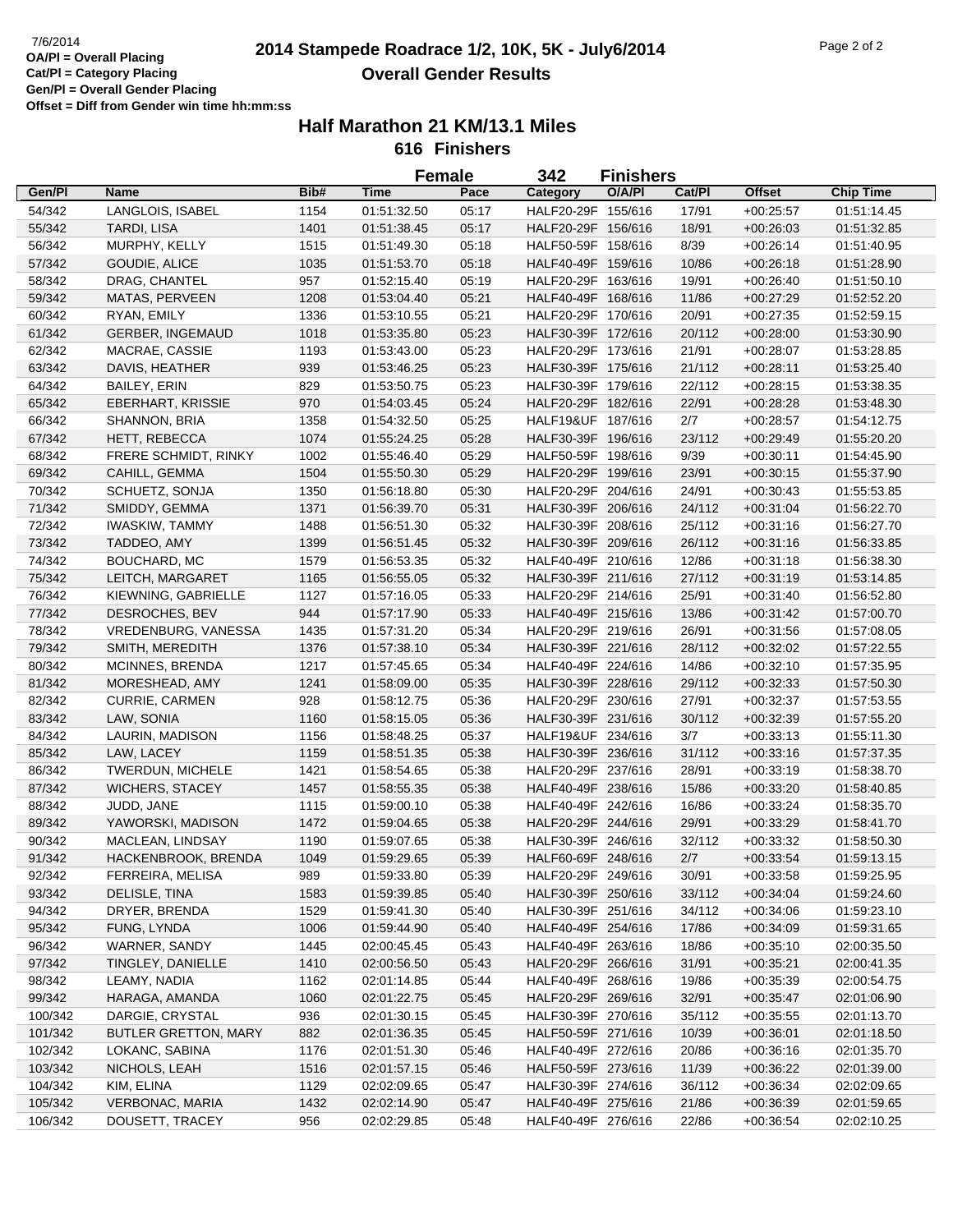# 2014 Stampede Roadrace 1/2, 10K, 5K - July6/2014

## Overall Gender Results

OA/Pl = Overall Placing
Cat/Pl = Category Placing
Gen/Pl = Overall Gender Placing
Offset = Diff from Gender win time hh:mm:ss

### Half Marathon 21 KM/13.1 Miles

**616 Finishers**

**Female 342 Finishers**

| Gen/Pl | Name | Bib# | Time | Pace | Category | O/A/Pl | Cat/Pl | Offset | Chip Time |
|---|---|---|---|---|---|---|---|---|---|
| 54/342 | LANGLOIS, ISABEL | 1154 | 01:51:32.50 | 05:17 | HALF20-29F | 155/616 | 17/91 | +00:25:57 | 01:51:14.45 |
| 55/342 | TARDI, LISA | 1401 | 01:51:38.45 | 05:17 | HALF20-29F | 156/616 | 18/91 | +00:26:03 | 01:51:32.85 |
| 56/342 | MURPHY, KELLY | 1515 | 01:51:49.30 | 05:18 | HALF50-59F | 158/616 | 8/39 | +00:26:14 | 01:51:40.95 |
| 57/342 | GOUDIE, ALICE | 1035 | 01:51:53.70 | 05:18 | HALF40-49F | 159/616 | 10/86 | +00:26:18 | 01:51:28.90 |
| 58/342 | DRAG, CHANTEL | 957 | 01:52:15.40 | 05:19 | HALF20-29F | 163/616 | 19/91 | +00:26:40 | 01:51:50.10 |
| 59/342 | MATAS, PERVEEN | 1208 | 01:53:04.40 | 05:21 | HALF40-49F | 168/616 | 11/86 | +00:27:29 | 01:52:52.20 |
| 60/342 | RYAN, EMILY | 1336 | 01:53:10.55 | 05:21 | HALF20-29F | 170/616 | 20/91 | +00:27:35 | 01:52:59.15 |
| 61/342 | GERBER, INGEMAUD | 1018 | 01:53:35.80 | 05:23 | HALF30-39F | 172/616 | 20/112 | +00:28:00 | 01:53:30.90 |
| 62/342 | MACRAE, CASSIE | 1193 | 01:53:43.00 | 05:23 | HALF20-29F | 173/616 | 21/91 | +00:28:07 | 01:53:28.85 |
| 63/342 | DAVIS, HEATHER | 939 | 01:53:46.25 | 05:23 | HALF30-39F | 175/616 | 21/112 | +00:28:11 | 01:53:25.40 |
| 64/342 | BAILEY, ERIN | 829 | 01:53:50.75 | 05:23 | HALF30-39F | 179/616 | 22/112 | +00:28:15 | 01:53:38.35 |
| 65/342 | EBERHART, KRISSIE | 970 | 01:54:03.45 | 05:24 | HALF20-29F | 182/616 | 22/91 | +00:28:28 | 01:53:48.30 |
| 66/342 | SHANNON, BRIA | 1358 | 01:54:32.50 | 05:25 | HALF19&UF | 187/616 | 2/7 | +00:28:57 | 01:54:12.75 |
| 67/342 | HETT, REBECCA | 1074 | 01:55:24.25 | 05:28 | HALF30-39F | 196/616 | 23/112 | +00:29:49 | 01:55:20.20 |
| 68/342 | FRERE SCHMIDT, RINKY | 1002 | 01:55:46.40 | 05:29 | HALF50-59F | 198/616 | 9/39 | +00:30:11 | 01:54:45.90 |
| 69/342 | CAHILL, GEMMA | 1504 | 01:55:50.30 | 05:29 | HALF20-29F | 199/616 | 23/91 | +00:30:15 | 01:55:37.90 |
| 70/342 | SCHUETZ, SONJA | 1350 | 01:56:18.80 | 05:30 | HALF20-29F | 204/616 | 24/91 | +00:30:43 | 01:55:53.85 |
| 71/342 | SMIDDY, GEMMA | 1371 | 01:56:39.70 | 05:31 | HALF30-39F | 206/616 | 24/112 | +00:31:04 | 01:56:22.70 |
| 72/342 | IWASKIW, TAMMY | 1488 | 01:56:51.30 | 05:32 | HALF30-39F | 208/616 | 25/112 | +00:31:16 | 01:56:27.70 |
| 73/342 | TADDEO, AMY | 1399 | 01:56:51.45 | 05:32 | HALF30-39F | 209/616 | 26/112 | +00:31:16 | 01:56:33.85 |
| 74/342 | BOUCHARD, MC | 1579 | 01:56:53.35 | 05:32 | HALF40-49F | 210/616 | 12/86 | +00:31:18 | 01:56:38.30 |
| 75/342 | LEITCH, MARGARET | 1165 | 01:56:55.05 | 05:32 | HALF30-39F | 211/616 | 27/112 | +00:31:19 | 01:53:14.85 |
| 76/342 | KIEWNING, GABRIELLE | 1127 | 01:57:16.05 | 05:33 | HALF20-29F | 214/616 | 25/91 | +00:31:40 | 01:56:52.80 |
| 77/342 | DESROCHES, BEV | 944 | 01:57:17.90 | 05:33 | HALF40-49F | 215/616 | 13/86 | +00:31:42 | 01:57:00.70 |
| 78/342 | VREDENBURG, VANESSA | 1435 | 01:57:31.20 | 05:34 | HALF20-29F | 219/616 | 26/91 | +00:31:56 | 01:57:08.05 |
| 79/342 | SMITH, MEREDITH | 1376 | 01:57:38.10 | 05:34 | HALF30-39F | 221/616 | 28/112 | +00:32:02 | 01:57:22.55 |
| 80/342 | MCINNES, BRENDA | 1217 | 01:57:45.65 | 05:34 | HALF40-49F | 224/616 | 14/86 | +00:32:10 | 01:57:35.95 |
| 81/342 | MORESHEAD, AMY | 1241 | 01:58:09.00 | 05:35 | HALF30-39F | 228/616 | 29/112 | +00:32:33 | 01:57:50.30 |
| 82/342 | CURRIE, CARMEN | 928 | 01:58:12.75 | 05:36 | HALF20-29F | 230/616 | 27/91 | +00:32:37 | 01:57:53.55 |
| 83/342 | LAW, SONIA | 1160 | 01:58:15.05 | 05:36 | HALF30-39F | 231/616 | 30/112 | +00:32:39 | 01:57:55.20 |
| 84/342 | LAURIN, MADISON | 1156 | 01:58:48.25 | 05:37 | HALF19&UF | 234/616 | 3/7 | +00:33:13 | 01:55:11.30 |
| 85/342 | LAW, LACEY | 1159 | 01:58:51.35 | 05:38 | HALF30-39F | 236/616 | 31/112 | +00:33:16 | 01:57:37.35 |
| 86/342 | TWERDUN, MICHELE | 1421 | 01:58:54.65 | 05:38 | HALF20-29F | 237/616 | 28/91 | +00:33:19 | 01:58:38.70 |
| 87/342 | WICHERS, STACEY | 1457 | 01:58:55.35 | 05:38 | HALF40-49F | 238/616 | 15/86 | +00:33:20 | 01:58:40.85 |
| 88/342 | JUDD, JANE | 1115 | 01:59:00.10 | 05:38 | HALF40-49F | 242/616 | 16/86 | +00:33:24 | 01:58:35.70 |
| 89/342 | YAWORSKI, MADISON | 1472 | 01:59:04.65 | 05:38 | HALF20-29F | 244/616 | 29/91 | +00:33:29 | 01:58:41.70 |
| 90/342 | MACLEAN, LINDSAY | 1190 | 01:59:07.65 | 05:38 | HALF30-39F | 246/616 | 32/112 | +00:33:32 | 01:58:50.30 |
| 91/342 | HACKENBROOK, BRENDA | 1049 | 01:59:29.65 | 05:39 | HALF60-69F | 248/616 | 2/7 | +00:33:54 | 01:59:13.15 |
| 92/342 | FERREIRA, MELISA | 989 | 01:59:33.80 | 05:39 | HALF20-29F | 249/616 | 30/91 | +00:33:58 | 01:59:25.95 |
| 93/342 | DELISLE, TINA | 1583 | 01:59:39.85 | 05:40 | HALF30-39F | 250/616 | 33/112 | +00:34:04 | 01:59:24.60 |
| 94/342 | DRYER, BRENDA | 1529 | 01:59:41.30 | 05:40 | HALF30-39F | 251/616 | 34/112 | +00:34:06 | 01:59:23.10 |
| 95/342 | FUNG, LYNDA | 1006 | 01:59:44.90 | 05:40 | HALF40-49F | 254/616 | 17/86 | +00:34:09 | 01:59:31.65 |
| 96/342 | WARNER, SANDY | 1445 | 02:00:45.45 | 05:43 | HALF40-49F | 263/616 | 18/86 | +00:35:10 | 02:00:35.50 |
| 97/342 | TINGLEY, DANIELLE | 1410 | 02:00:56.50 | 05:43 | HALF20-29F | 266/616 | 31/91 | +00:35:21 | 02:00:41.35 |
| 98/342 | LEAMY, NADIA | 1162 | 02:01:14.85 | 05:44 | HALF40-49F | 268/616 | 19/86 | +00:35:39 | 02:00:54.75 |
| 99/342 | HARAGA, AMANDA | 1060 | 02:01:22.75 | 05:45 | HALF20-29F | 269/616 | 32/91 | +00:35:47 | 02:01:06.90 |
| 100/342 | DARGIE, CRYSTAL | 936 | 02:01:30.15 | 05:45 | HALF30-39F | 270/616 | 35/112 | +00:35:55 | 02:01:13.70 |
| 101/342 | BUTLER GRETTON, MARY | 882 | 02:01:36.35 | 05:45 | HALF50-59F | 271/616 | 10/39 | +00:36:01 | 02:01:18.50 |
| 102/342 | LOKANC, SABINA | 1176 | 02:01:51.30 | 05:46 | HALF40-49F | 272/616 | 20/86 | +00:36:16 | 02:01:35.70 |
| 103/342 | NICHOLS, LEAH | 1516 | 02:01:57.15 | 05:46 | HALF50-59F | 273/616 | 11/39 | +00:36:22 | 02:01:39.00 |
| 104/342 | KIM, ELINA | 1129 | 02:02:09.65 | 05:47 | HALF30-39F | 274/616 | 36/112 | +00:36:34 | 02:02:09.65 |
| 105/342 | VERBONAC, MARIA | 1432 | 02:02:14.90 | 05:47 | HALF40-49F | 275/616 | 21/86 | +00:36:39 | 02:01:59.65 |
| 106/342 | DOUSETT, TRACEY | 956 | 02:02:29.85 | 05:48 | HALF40-49F | 276/616 | 22/86 | +00:36:54 | 02:02:10.25 |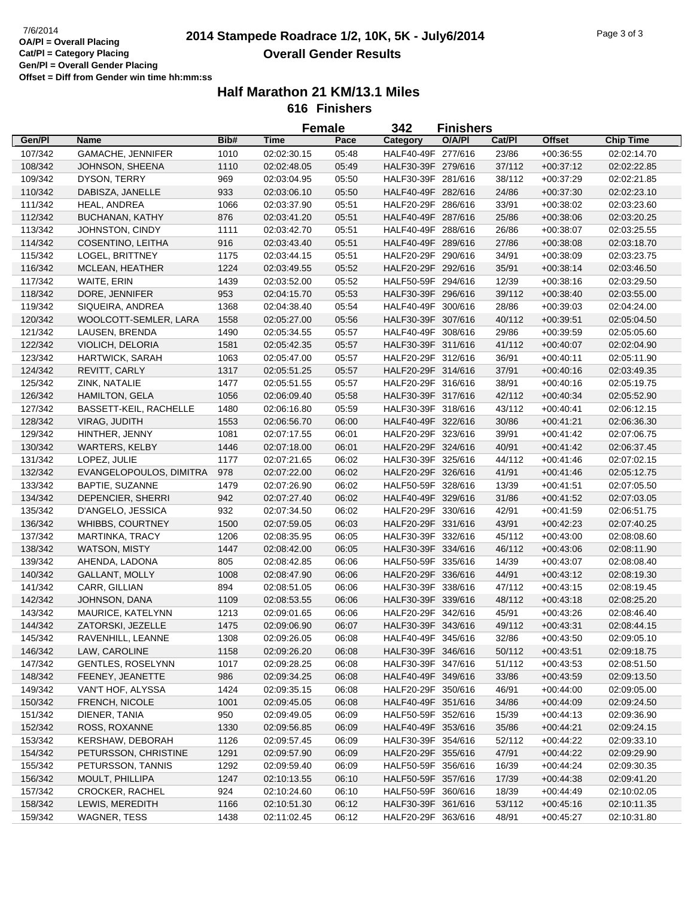7/6/2014
OA/Pl = Overall Placing
Cat/Pl = Category Placing
Gen/Pl = Overall Gender Placing
Offset = Diff from Gender win time hh:mm:ss

# 2014 Stampede Roadrace 1/2, 10K, 5K - July6/2014
## Overall Gender Results

### Half Marathon 21 KM/13.1 Miles
### 616 Finishers

**Female 342 Finishers**

| Gen/Pl | Name | Bib# | Time | Pace | Category | O/A/Pl | Cat/Pl | Offset | Chip Time |
|---|---|---|---|---|---|---|---|---|---|
| 107/342 | GAMACHE, JENNIFER | 1010 | 02:02:30.15 | 05:48 | HALF40-49F | 277/616 | 23/86 | +00:36:55 | 02:02:14.70 |
| 108/342 | JOHNSON, SHEENA | 1110 | 02:02:48.05 | 05:49 | HALF30-39F | 279/616 | 37/112 | +00:37:12 | 02:02:22.85 |
| 109/342 | DYSON, TERRY | 969 | 02:03:04.95 | 05:50 | HALF30-39F | 281/616 | 38/112 | +00:37:29 | 02:02:21.85 |
| 110/342 | DABISZA, JANELLE | 933 | 02:03:06.10 | 05:50 | HALF40-49F | 282/616 | 24/86 | +00:37:30 | 02:02:23.10 |
| 111/342 | HEAL, ANDREA | 1066 | 02:03:37.90 | 05:51 | HALF20-29F | 286/616 | 33/91 | +00:38:02 | 02:03:23.60 |
| 112/342 | BUCHANAN, KATHY | 876 | 02:03:41.20 | 05:51 | HALF40-49F | 287/616 | 25/86 | +00:38:06 | 02:03:20.25 |
| 113/342 | JOHNSTON, CINDY | 1111 | 02:03:42.70 | 05:51 | HALF40-49F | 288/616 | 26/86 | +00:38:07 | 02:03:25.55 |
| 114/342 | COSENTINO, LEITHA | 916 | 02:03:43.40 | 05:51 | HALF40-49F | 289/616 | 27/86 | +00:38:08 | 02:03:18.70 |
| 115/342 | LOGEL, BRITTNEY | 1175 | 02:03:44.15 | 05:51 | HALF20-29F | 290/616 | 34/91 | +00:38:09 | 02:03:23.75 |
| 116/342 | MCLEAN, HEATHER | 1224 | 02:03:49.55 | 05:52 | HALF20-29F | 292/616 | 35/91 | +00:38:14 | 02:03:46.50 |
| 117/342 | WAITE, ERIN | 1439 | 02:03:52.00 | 05:52 | HALF50-59F | 294/616 | 12/39 | +00:38:16 | 02:03:29.50 |
| 118/342 | DORE, JENNIFER | 953 | 02:04:15.70 | 05:53 | HALF30-39F | 296/616 | 39/112 | +00:38:40 | 02:03:55.00 |
| 119/342 | SIQUEIRA, ANDREA | 1368 | 02:04:38.40 | 05:54 | HALF40-49F | 300/616 | 28/86 | +00:39:03 | 02:04:24.00 |
| 120/342 | WOOLCOTT-SEMLER, LARA | 1558 | 02:05:27.00 | 05:56 | HALF30-39F | 307/616 | 40/112 | +00:39:51 | 02:05:04.50 |
| 121/342 | LAUSEN, BRENDA | 1490 | 02:05:34.55 | 05:57 | HALF40-49F | 308/616 | 29/86 | +00:39:59 | 02:05:05.60 |
| 122/342 | VIOLICH, DELORIA | 1581 | 02:05:42.35 | 05:57 | HALF30-39F | 311/616 | 41/112 | +00:40:07 | 02:02:04.90 |
| 123/342 | HARTWICK, SARAH | 1063 | 02:05:47.00 | 05:57 | HALF20-29F | 312/616 | 36/91 | +00:40:11 | 02:05:11.90 |
| 124/342 | REVITT, CARLY | 1317 | 02:05:51.25 | 05:57 | HALF20-29F | 314/616 | 37/91 | +00:40:16 | 02:03:49.35 |
| 125/342 | ZINK, NATALIE | 1477 | 02:05:51.55 | 05:57 | HALF20-29F | 316/616 | 38/91 | +00:40:16 | 02:05:19.75 |
| 126/342 | HAMILTON, GELA | 1056 | 02:06:09.40 | 05:58 | HALF30-39F | 317/616 | 42/112 | +00:40:34 | 02:05:52.90 |
| 127/342 | BASSETT-KEIL, RACHELLE | 1480 | 02:06:16.80 | 05:59 | HALF30-39F | 318/616 | 43/112 | +00:40:41 | 02:06:12.15 |
| 128/342 | VIRAG, JUDITH | 1553 | 02:06:56.70 | 06:00 | HALF40-49F | 322/616 | 30/86 | +00:41:21 | 02:06:36.30 |
| 129/342 | HINTHER, JENNY | 1081 | 02:07:17.55 | 06:01 | HALF20-29F | 323/616 | 39/91 | +00:41:42 | 02:07:06.75 |
| 130/342 | WARTERS, KELBY | 1446 | 02:07:18.00 | 06:01 | HALF20-29F | 324/616 | 40/91 | +00:41:42 | 02:06:37.45 |
| 131/342 | LOPEZ, JULIE | 1177 | 02:07:21.65 | 06:02 | HALF30-39F | 325/616 | 44/112 | +00:41:46 | 02:07:02.15 |
| 132/342 | EVANGELOPOULOS, DIMITRA | 978 | 02:07:22.00 | 06:02 | HALF20-29F | 326/616 | 41/91 | +00:41:46 | 02:05:12.75 |
| 133/342 | BAPTIE, SUZANNE | 1479 | 02:07:26.90 | 06:02 | HALF50-59F | 328/616 | 13/39 | +00:41:51 | 02:07:05.50 |
| 134/342 | DEPENCIER, SHERRI | 942 | 02:07:27.40 | 06:02 | HALF40-49F | 329/616 | 31/86 | +00:41:52 | 02:07:03.05 |
| 135/342 | D'ANGELO, JESSICA | 932 | 02:07:34.50 | 06:02 | HALF20-29F | 330/616 | 42/91 | +00:41:59 | 02:06:51.75 |
| 136/342 | WHIBBS, COURTNEY | 1500 | 02:07:59.05 | 06:03 | HALF20-29F | 331/616 | 43/91 | +00:42:23 | 02:07:40.25 |
| 137/342 | MARTINKA, TRACY | 1206 | 02:08:35.95 | 06:05 | HALF30-39F | 332/616 | 45/112 | +00:43:00 | 02:08:08.60 |
| 138/342 | WATSON, MISTY | 1447 | 02:08:42.00 | 06:05 | HALF30-39F | 334/616 | 46/112 | +00:43:06 | 02:08:11.90 |
| 139/342 | AHENDA, LADONA | 805 | 02:08:42.85 | 06:06 | HALF50-59F | 335/616 | 14/39 | +00:43:07 | 02:08:08.40 |
| 140/342 | GALLANT, MOLLY | 1008 | 02:08:47.90 | 06:06 | HALF20-29F | 336/616 | 44/91 | +00:43:12 | 02:08:19.30 |
| 141/342 | CARR, GILLIAN | 894 | 02:08:51.05 | 06:06 | HALF30-39F | 338/616 | 47/112 | +00:43:15 | 02:08:19.45 |
| 142/342 | JOHNSON, DANA | 1109 | 02:08:53.55 | 06:06 | HALF30-39F | 339/616 | 48/112 | +00:43:18 | 02:08:25.20 |
| 143/342 | MAURICE, KATELYNN | 1213 | 02:09:01.65 | 06:06 | HALF20-29F | 342/616 | 45/91 | +00:43:26 | 02:08:46.40 |
| 144/342 | ZATORSKI, JEZELLE | 1475 | 02:09:06.90 | 06:07 | HALF30-39F | 343/616 | 49/112 | +00:43:31 | 02:08:44.15 |
| 145/342 | RAVENHILL, LEANNE | 1308 | 02:09:26.05 | 06:08 | HALF40-49F | 345/616 | 32/86 | +00:43:50 | 02:09:05.10 |
| 146/342 | LAW, CAROLINE | 1158 | 02:09:26.20 | 06:08 | HALF30-39F | 346/616 | 50/112 | +00:43:51 | 02:09:18.75 |
| 147/342 | GENTLES, ROSELYNN | 1017 | 02:09:28.25 | 06:08 | HALF30-39F | 347/616 | 51/112 | +00:43:53 | 02:08:51.50 |
| 148/342 | FEENEY, JEANETTE | 986 | 02:09:34.25 | 06:08 | HALF40-49F | 349/616 | 33/86 | +00:43:59 | 02:09:13.50 |
| 149/342 | VAN'T HOF, ALYSSA | 1424 | 02:09:35.15 | 06:08 | HALF20-29F | 350/616 | 46/91 | +00:44:00 | 02:09:05.00 |
| 150/342 | FRENCH, NICOLE | 1001 | 02:09:45.05 | 06:08 | HALF40-49F | 351/616 | 34/86 | +00:44:09 | 02:09:24.50 |
| 151/342 | DIENER, TANIA | 950 | 02:09:49.05 | 06:09 | HALF50-59F | 352/616 | 15/39 | +00:44:13 | 02:09:36.90 |
| 152/342 | ROSS, ROXANNE | 1330 | 02:09:56.85 | 06:09 | HALF40-49F | 353/616 | 35/86 | +00:44:21 | 02:09:24.15 |
| 153/342 | KERSHAW, DEBORAH | 1126 | 02:09:57.45 | 06:09 | HALF30-39F | 354/616 | 52/112 | +00:44:22 | 02:09:33.10 |
| 154/342 | PETURSSON, CHRISTINE | 1291 | 02:09:57.90 | 06:09 | HALF20-29F | 355/616 | 47/91 | +00:44:22 | 02:09:29.90 |
| 155/342 | PETURSSON, TANNIS | 1292 | 02:09:59.40 | 06:09 | HALF50-59F | 356/616 | 16/39 | +00:44:24 | 02:09:30.35 |
| 156/342 | MOULT, PHILLIPA | 1247 | 02:10:13.55 | 06:10 | HALF50-59F | 357/616 | 17/39 | +00:44:38 | 02:09:41.20 |
| 157/342 | CROCKER, RACHEL | 924 | 02:10:24.60 | 06:10 | HALF50-59F | 360/616 | 18/39 | +00:44:49 | 02:10:02.05 |
| 158/342 | LEWIS, MEREDITH | 1166 | 02:10:51.30 | 06:12 | HALF30-39F | 361/616 | 53/112 | +00:45:16 | 02:10:11.35 |
| 159/342 | WAGNER, TESS | 1438 | 02:11:02.45 | 06:12 | HALF20-29F | 363/616 | 48/91 | +00:45:27 | 02:10:31.80 |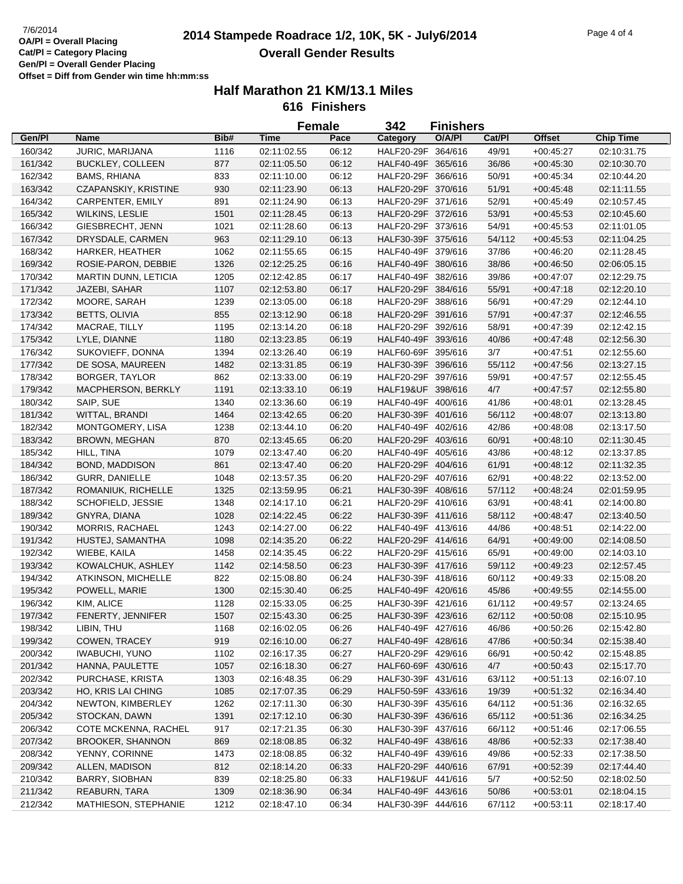# 2014 Stampede Roadrace 1/2, 10K, 5K - July6/2014

## Overall Gender Results

7/6/2014

OA/Pl = Overall Placing
Cat/Pl = Category Placing
Gen/Pl = Overall Gender Placing
Offset = Diff from Gender win time hh:mm:ss

### Half Marathon 21 KM/13.1 Miles

616 Finishers

Female 342 Finishers

| Gen/Pl | Name | Bib# | Time | Pace | Category | O/A/Pl | Cat/Pl | Offset | Chip Time |
|---|---|---|---|---|---|---|---|---|---|
| 160/342 | JURIC, MARIJANA | 1116 | 02:11:02.55 | 06:12 | HALF20-29F | 364/616 | 49/91 | +00:45:27 | 02:10:31.75 |
| 161/342 | BUCKLEY, COLLEEN | 877 | 02:11:05.50 | 06:12 | HALF40-49F | 365/616 | 36/86 | +00:45:30 | 02:10:30.70 |
| 162/342 | BAMS, RHIANA | 833 | 02:11:10.00 | 06:12 | HALF20-29F | 366/616 | 50/91 | +00:45:34 | 02:10:44.20 |
| 163/342 | CZAPANSKIY, KRISTINE | 930 | 02:11:23.90 | 06:13 | HALF20-29F | 370/616 | 51/91 | +00:45:48 | 02:11:11.55 |
| 164/342 | CARPENTER, EMILY | 891 | 02:11:24.90 | 06:13 | HALF20-29F | 371/616 | 52/91 | +00:45:49 | 02:10:57.45 |
| 165/342 | WILKINS, LESLIE | 1501 | 02:11:28.45 | 06:13 | HALF20-29F | 372/616 | 53/91 | +00:45:53 | 02:10:45.60 |
| 166/342 | GIESBRECHT, JENN | 1021 | 02:11:28.60 | 06:13 | HALF20-29F | 373/616 | 54/91 | +00:45:53 | 02:11:01.05 |
| 167/342 | DRYSDALE, CARMEN | 963 | 02:11:29.10 | 06:13 | HALF30-39F | 375/616 | 54/112 | +00:45:53 | 02:11:04.25 |
| 168/342 | HARKER, HEATHER | 1062 | 02:11:55.65 | 06:15 | HALF40-49F | 379/616 | 37/86 | +00:46:20 | 02:11:28.45 |
| 169/342 | ROSIE-PARON, DEBBIE | 1326 | 02:12:25.25 | 06:16 | HALF40-49F | 380/616 | 38/86 | +00:46:50 | 02:06:05.15 |
| 170/342 | MARTIN DUNN, LETICIA | 1205 | 02:12:42.85 | 06:17 | HALF40-49F | 382/616 | 39/86 | +00:47:07 | 02:12:29.75 |
| 171/342 | JAZEBI, SAHAR | 1107 | 02:12:53.80 | 06:17 | HALF20-29F | 384/616 | 55/91 | +00:47:18 | 02:12:20.10 |
| 172/342 | MOORE, SARAH | 1239 | 02:13:05.00 | 06:18 | HALF20-29F | 388/616 | 56/91 | +00:47:29 | 02:12:44.10 |
| 173/342 | BETTS, OLIVIA | 855 | 02:13:12.90 | 06:18 | HALF20-29F | 391/616 | 57/91 | +00:47:37 | 02:12:46.55 |
| 174/342 | MACRAE, TILLY | 1195 | 02:13:14.20 | 06:18 | HALF20-29F | 392/616 | 58/91 | +00:47:39 | 02:12:42.15 |
| 175/342 | LYLE, DIANNE | 1180 | 02:13:23.85 | 06:19 | HALF40-49F | 393/616 | 40/86 | +00:47:48 | 02:12:56.30 |
| 176/342 | SUKOVIEFF, DONNA | 1394 | 02:13:26.40 | 06:19 | HALF60-69F | 395/616 | 3/7 | +00:47:51 | 02:12:55.60 |
| 177/342 | DE SOSA, MAUREEN | 1482 | 02:13:31.85 | 06:19 | HALF30-39F | 396/616 | 55/112 | +00:47:56 | 02:13:27.15 |
| 178/342 | BORGER, TAYLOR | 862 | 02:13:33.00 | 06:19 | HALF20-29F | 397/616 | 59/91 | +00:47:57 | 02:12:55.45 |
| 179/342 | MACPHERSON, BERKLY | 1191 | 02:13:33.10 | 06:19 | HALF19&UF | 398/616 | 4/7 | +00:47:57 | 02:12:55.80 |
| 180/342 | SAIP, SUE | 1340 | 02:13:36.60 | 06:19 | HALF40-49F | 400/616 | 41/86 | +00:48:01 | 02:13:28.45 |
| 181/342 | WITTAL, BRANDI | 1464 | 02:13:42.65 | 06:20 | HALF30-39F | 401/616 | 56/112 | +00:48:07 | 02:13:13.80 |
| 182/342 | MONTGOMERY, LISA | 1238 | 02:13:44.10 | 06:20 | HALF40-49F | 402/616 | 42/86 | +00:48:08 | 02:13:17.50 |
| 183/342 | BROWN, MEGHAN | 870 | 02:13:45.65 | 06:20 | HALF20-29F | 403/616 | 60/91 | +00:48:10 | 02:11:30.45 |
| 185/342 | HILL, TINA | 1079 | 02:13:47.40 | 06:20 | HALF40-49F | 405/616 | 43/86 | +00:48:12 | 02:13:37.85 |
| 184/342 | BOND, MADDISON | 861 | 02:13:47.40 | 06:20 | HALF20-29F | 404/616 | 61/91 | +00:48:12 | 02:11:32.35 |
| 186/342 | GURR, DANIELLE | 1048 | 02:13:57.35 | 06:20 | HALF20-29F | 407/616 | 62/91 | +00:48:22 | 02:13:52.00 |
| 187/342 | ROMANIUK, RICHELLE | 1325 | 02:13:59.95 | 06:21 | HALF30-39F | 408/616 | 57/112 | +00:48:24 | 02:01:59.95 |
| 188/342 | SCHOFIELD, JESSIE | 1348 | 02:14:17.10 | 06:21 | HALF20-29F | 410/616 | 63/91 | +00:48:41 | 02:14:00.80 |
| 189/342 | GNYRA, DIANA | 1028 | 02:14:22.45 | 06:22 | HALF30-39F | 411/616 | 58/112 | +00:48:47 | 02:13:40.50 |
| 190/342 | MORRIS, RACHAEL | 1243 | 02:14:27.00 | 06:22 | HALF40-49F | 413/616 | 44/86 | +00:48:51 | 02:14:22.00 |
| 191/342 | HUSTEJ, SAMANTHA | 1098 | 02:14:35.20 | 06:22 | HALF20-29F | 414/616 | 64/91 | +00:49:00 | 02:14:08.50 |
| 192/342 | WIEBE, KAILA | 1458 | 02:14:35.45 | 06:22 | HALF20-29F | 415/616 | 65/91 | +00:49:00 | 02:14:03.10 |
| 193/342 | KOWALCHUK, ASHLEY | 1142 | 02:14:58.50 | 06:23 | HALF30-39F | 417/616 | 59/112 | +00:49:23 | 02:12:57.45 |
| 194/342 | ATKINSON, MICHELLE | 822 | 02:15:08.80 | 06:24 | HALF30-39F | 418/616 | 60/112 | +00:49:33 | 02:15:08.20 |
| 195/342 | POWELL, MARIE | 1300 | 02:15:30.40 | 06:25 | HALF40-49F | 420/616 | 45/86 | +00:49:55 | 02:14:55.00 |
| 196/342 | KIM, ALICE | 1128 | 02:15:33.05 | 06:25 | HALF30-39F | 421/616 | 61/112 | +00:49:57 | 02:13:24.65 |
| 197/342 | FENERTY, JENNIFER | 1507 | 02:15:43.30 | 06:25 | HALF30-39F | 423/616 | 62/112 | +00:50:08 | 02:15:10.95 |
| 198/342 | LIBIN, THU | 1168 | 02:16:02.05 | 06:26 | HALF40-49F | 427/616 | 46/86 | +00:50:26 | 02:15:42.80 |
| 199/342 | COWEN, TRACEY | 919 | 02:16:10.00 | 06:27 | HALF40-49F | 428/616 | 47/86 | +00:50:34 | 02:15:38.40 |
| 200/342 | IWABUCHI, YUNO | 1102 | 02:16:17.35 | 06:27 | HALF20-29F | 429/616 | 66/91 | +00:50:42 | 02:15:48.85 |
| 201/342 | HANNA, PAULETTE | 1057 | 02:16:18.30 | 06:27 | HALF60-69F | 430/616 | 4/7 | +00:50:43 | 02:15:17.70 |
| 202/342 | PURCHASE, KRISTA | 1303 | 02:16:48.35 | 06:29 | HALF30-39F | 431/616 | 63/112 | +00:51:13 | 02:16:07.10 |
| 203/342 | HO, KRIS LAI CHING | 1085 | 02:17:07.35 | 06:29 | HALF50-59F | 433/616 | 19/39 | +00:51:32 | 02:16:34.40 |
| 204/342 | NEWTON, KIMBERLEY | 1262 | 02:17:11.30 | 06:30 | HALF30-39F | 435/616 | 64/112 | +00:51:36 | 02:16:32.65 |
| 205/342 | STOCKAN, DAWN | 1391 | 02:17:12.10 | 06:30 | HALF30-39F | 436/616 | 65/112 | +00:51:36 | 02:16:34.25 |
| 206/342 | COTE MCKENNA, RACHEL | 917 | 02:17:21.35 | 06:30 | HALF30-39F | 437/616 | 66/112 | +00:51:46 | 02:17:06.55 |
| 207/342 | BROOKER, SHANNON | 869 | 02:18:08.85 | 06:32 | HALF40-49F | 438/616 | 48/86 | +00:52:33 | 02:17:38.40 |
| 208/342 | YENNY, CORINNE | 1473 | 02:18:08.85 | 06:32 | HALF40-49F | 439/616 | 49/86 | +00:52:33 | 02:17:38.50 |
| 209/342 | ALLEN, MADISON | 812 | 02:18:14.20 | 06:33 | HALF20-29F | 440/616 | 67/91 | +00:52:39 | 02:17:44.40 |
| 210/342 | BARRY, SIOBHAN | 839 | 02:18:25.80 | 06:33 | HALF19&UF | 441/616 | 5/7 | +00:52:50 | 02:18:02.50 |
| 211/342 | REABURN, TARA | 1309 | 02:18:36.90 | 06:34 | HALF40-49F | 443/616 | 50/86 | +00:53:01 | 02:18:04.15 |
| 212/342 | MATHIESON, STEPHANIE | 1212 | 02:18:47.10 | 06:34 | HALF30-39F | 444/616 | 67/112 | +00:53:11 | 02:18:17.40 |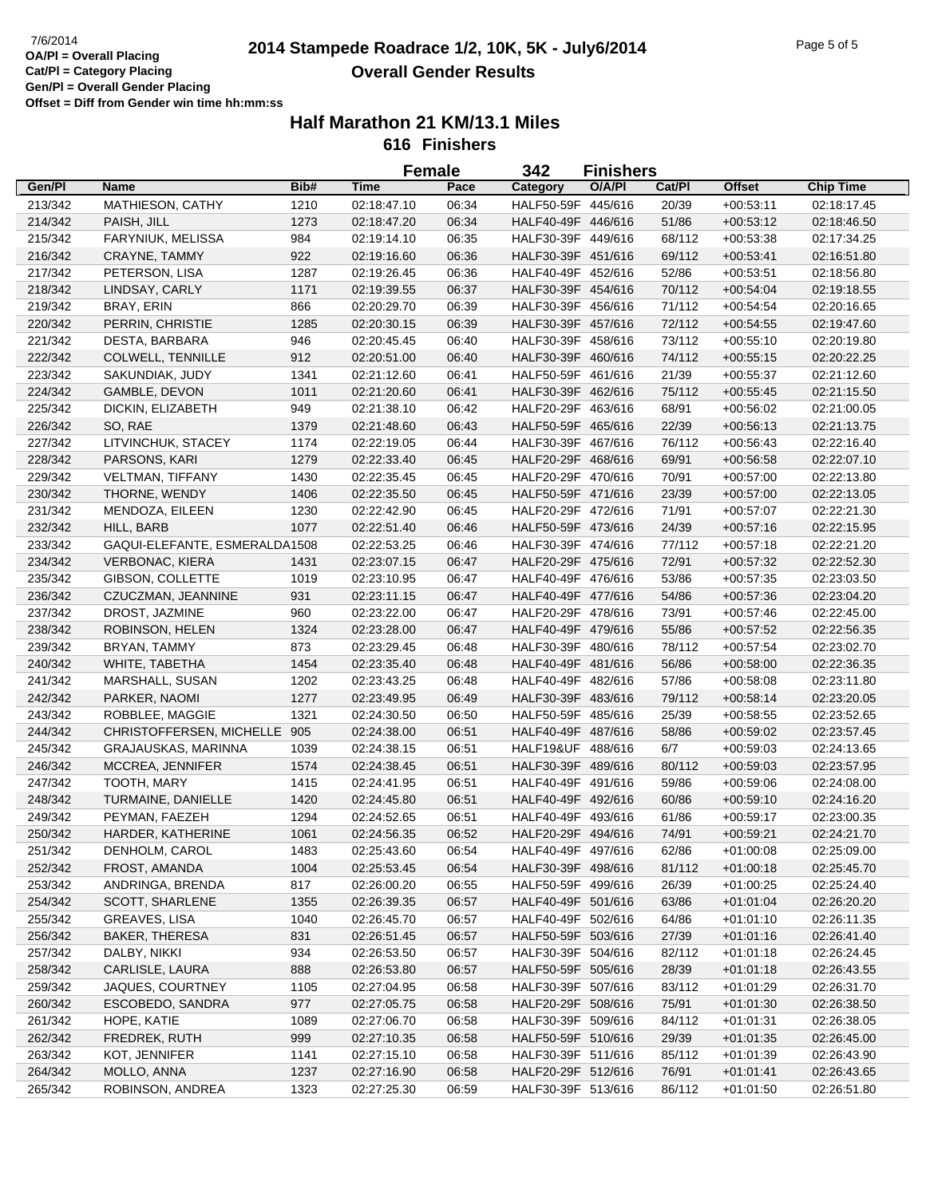7/6/2014
OA/Pl = Overall Placing
Cat/Pl = Category Placing
Gen/Pl = Overall Gender Placing
Offset = Diff from Gender win time hh:mm:ss

# 2014 Stampede Roadrace 1/2, 10K, 5K - July6/2014

## Overall Gender Results

### Half Marathon 21 KM/13.1 Miles

### 616 Finishers

**Female 342 Finishers**

| Gen/Pl | Name | Bib# | Time | Pace | Category | O/A/Pl | Cat/Pl | Offset | Chip Time |
|---|---|---|---|---|---|---|---|---|---|
| 213/342 | MATHIESON, CATHY | 1210 | 02:18:47.10 | 06:34 | HALF50-59F | 445/616 | 20/39 | +00:53:11 | 02:18:17.45 |
| 214/342 | PAISH, JILL | 1273 | 02:18:47.20 | 06:34 | HALF40-49F | 446/616 | 51/86 | +00:53:12 | 02:18:46.50 |
| 215/342 | FARYNIUK, MELISSA | 984 | 02:19:14.10 | 06:35 | HALF30-39F | 449/616 | 68/112 | +00:53:38 | 02:17:34.25 |
| 216/342 | CRAYNE, TAMMY | 922 | 02:19:16.60 | 06:36 | HALF30-39F | 451/616 | 69/112 | +00:53:41 | 02:16:51.80 |
| 217/342 | PETERSON, LISA | 1287 | 02:19:26.45 | 06:36 | HALF40-49F | 452/616 | 52/86 | +00:53:51 | 02:18:56.80 |
| 218/342 | LINDSAY, CARLY | 1171 | 02:19:39.55 | 06:37 | HALF30-39F | 454/616 | 70/112 | +00:54:04 | 02:19:18.55 |
| 219/342 | BRAY, ERIN | 866 | 02:20:29.70 | 06:39 | HALF30-39F | 456/616 | 71/112 | +00:54:54 | 02:20:16.65 |
| 220/342 | PERRIN, CHRISTIE | 1285 | 02:20:30.15 | 06:39 | HALF30-39F | 457/616 | 72/112 | +00:54:55 | 02:19:47.60 |
| 221/342 | DESTA, BARBARA | 946 | 02:20:45.45 | 06:40 | HALF30-39F | 458/616 | 73/112 | +00:55:10 | 02:20:19.80 |
| 222/342 | COLWELL, TENNILLE | 912 | 02:20:51.00 | 06:40 | HALF30-39F | 460/616 | 74/112 | +00:55:15 | 02:20:22.25 |
| 223/342 | SAKUNDIAK, JUDY | 1341 | 02:21:12.60 | 06:41 | HALF50-59F | 461/616 | 21/39 | +00:55:37 | 02:21:12.60 |
| 224/342 | GAMBLE, DEVON | 1011 | 02:21:20.60 | 06:41 | HALF30-39F | 462/616 | 75/112 | +00:55:45 | 02:21:15.50 |
| 225/342 | DICKIN, ELIZABETH | 949 | 02:21:38.10 | 06:42 | HALF20-29F | 463/616 | 68/91 | +00:56:02 | 02:21:00.05 |
| 226/342 | SO, RAE | 1379 | 02:21:48.60 | 06:43 | HALF50-59F | 465/616 | 22/39 | +00:56:13 | 02:21:13.75 |
| 227/342 | LITVINCHUK, STACEY | 1174 | 02:22:19.05 | 06:44 | HALF30-39F | 467/616 | 76/112 | +00:56:43 | 02:22:16.40 |
| 228/342 | PARSONS, KARI | 1279 | 02:22:33.40 | 06:45 | HALF20-29F | 468/616 | 69/91 | +00:56:58 | 02:22:07.10 |
| 229/342 | VELTMAN, TIFFANY | 1430 | 02:22:35.45 | 06:45 | HALF20-29F | 470/616 | 70/91 | +00:57:00 | 02:22:13.80 |
| 230/342 | THORNE, WENDY | 1406 | 02:22:35.50 | 06:45 | HALF50-59F | 471/616 | 23/39 | +00:57:00 | 02:22:13.05 |
| 231/342 | MENDOZA, EILEEN | 1230 | 02:22:42.90 | 06:45 | HALF20-29F | 472/616 | 71/91 | +00:57:07 | 02:22:21.30 |
| 232/342 | HILL, BARB | 1077 | 02:22:51.40 | 06:46 | HALF50-59F | 473/616 | 24/39 | +00:57:16 | 02:22:15.95 |
| 233/342 | GAQUI-ELEFANTE, ESMERALDA | 1508 | 02:22:53.25 | 06:46 | HALF30-39F | 474/616 | 77/112 | +00:57:18 | 02:22:21.20 |
| 234/342 | VERBONAC, KIERA | 1431 | 02:23:07.15 | 06:47 | HALF20-29F | 475/616 | 72/91 | +00:57:32 | 02:22:52.30 |
| 235/342 | GIBSON, COLLETTE | 1019 | 02:23:10.95 | 06:47 | HALF40-49F | 476/616 | 53/86 | +00:57:35 | 02:23:03.50 |
| 236/342 | CZUCZMAN, JEANNINE | 931 | 02:23:11.15 | 06:47 | HALF40-49F | 477/616 | 54/86 | +00:57:36 | 02:23:04.20 |
| 237/342 | DROST, JAZMINE | 960 | 02:23:22.00 | 06:47 | HALF20-29F | 478/616 | 73/91 | +00:57:46 | 02:22:45.00 |
| 238/342 | ROBINSON, HELEN | 1324 | 02:23:28.00 | 06:47 | HALF40-49F | 479/616 | 55/86 | +00:57:52 | 02:22:56.35 |
| 239/342 | BRYAN, TAMMY | 873 | 02:23:29.45 | 06:48 | HALF30-39F | 480/616 | 78/112 | +00:57:54 | 02:23:02.70 |
| 240/342 | WHITE, TABETHA | 1454 | 02:23:35.40 | 06:48 | HALF40-49F | 481/616 | 56/86 | +00:58:00 | 02:22:36.35 |
| 241/342 | MARSHALL, SUSAN | 1202 | 02:23:43.25 | 06:48 | HALF40-49F | 482/616 | 57/86 | +00:58:08 | 02:23:11.80 |
| 242/342 | PARKER, NAOMI | 1277 | 02:23:49.95 | 06:49 | HALF30-39F | 483/616 | 79/112 | +00:58:14 | 02:23:20.05 |
| 243/342 | ROBBLEE, MAGGIE | 1321 | 02:24:30.50 | 06:50 | HALF50-59F | 485/616 | 25/39 | +00:58:55 | 02:23:52.65 |
| 244/342 | CHRISTOFFERSEN, MICHELLE | 905 | 02:24:38.00 | 06:51 | HALF40-49F | 487/616 | 58/86 | +00:59:02 | 02:23:57.45 |
| 245/342 | GRAJAUSKAS, MARINNA | 1039 | 02:24:38.15 | 06:51 | HALF19&UF | 488/616 | 6/7 | +00:59:03 | 02:24:13.65 |
| 246/342 | MCCREA, JENNIFER | 1574 | 02:24:38.45 | 06:51 | HALF30-39F | 489/616 | 80/112 | +00:59:03 | 02:23:57.95 |
| 247/342 | TOOTH, MARY | 1415 | 02:24:41.95 | 06:51 | HALF40-49F | 491/616 | 59/86 | +00:59:06 | 02:24:08.00 |
| 248/342 | TURMAINE, DANIELLE | 1420 | 02:24:45.80 | 06:51 | HALF40-49F | 492/616 | 60/86 | +00:59:10 | 02:24:16.20 |
| 249/342 | PEYMAN, FAEZEH | 1294 | 02:24:52.65 | 06:51 | HALF40-49F | 493/616 | 61/86 | +00:59:17 | 02:23:00.35 |
| 250/342 | HARDER, KATHERINE | 1061 | 02:24:56.35 | 06:52 | HALF20-29F | 494/616 | 74/91 | +00:59:21 | 02:24:21.70 |
| 251/342 | DENHOLM, CAROL | 1483 | 02:25:43.60 | 06:54 | HALF40-49F | 497/616 | 62/86 | +01:00:08 | 02:25:09.00 |
| 252/342 | FROST, AMANDA | 1004 | 02:25:53.45 | 06:54 | HALF30-39F | 498/616 | 81/112 | +01:00:18 | 02:25:45.70 |
| 253/342 | ANDRINGA, BRENDA | 817 | 02:26:00.20 | 06:55 | HALF50-59F | 499/616 | 26/39 | +01:00:25 | 02:25:24.40 |
| 254/342 | SCOTT, SHARLENE | 1355 | 02:26:39.35 | 06:57 | HALF40-49F | 501/616 | 63/86 | +01:01:04 | 02:26:20.20 |
| 255/342 | GREAVES, LISA | 1040 | 02:26:45.70 | 06:57 | HALF40-49F | 502/616 | 64/86 | +01:01:10 | 02:26:11.35 |
| 256/342 | BAKER, THERESA | 831 | 02:26:51.45 | 06:57 | HALF50-59F | 503/616 | 27/39 | +01:01:16 | 02:26:41.40 |
| 257/342 | DALBY, NIKKI | 934 | 02:26:53.50 | 06:57 | HALF30-39F | 504/616 | 82/112 | +01:01:18 | 02:26:24.45 |
| 258/342 | CARLISLE, LAURA | 888 | 02:26:53.80 | 06:57 | HALF50-59F | 505/616 | 28/39 | +01:01:18 | 02:26:43.55 |
| 259/342 | JAQUES, COURTNEY | 1105 | 02:27:04.95 | 06:58 | HALF30-39F | 507/616 | 83/112 | +01:01:29 | 02:26:31.70 |
| 260/342 | ESCOBEDO, SANDRA | 977 | 02:27:05.75 | 06:58 | HALF20-29F | 508/616 | 75/91 | +01:01:30 | 02:26:38.50 |
| 261/342 | HOPE, KATIE | 1089 | 02:27:06.70 | 06:58 | HALF30-39F | 509/616 | 84/112 | +01:01:31 | 02:26:38.05 |
| 262/342 | FREDREK, RUTH | 999 | 02:27:10.35 | 06:58 | HALF50-59F | 510/616 | 29/39 | +01:01:35 | 02:26:45.00 |
| 263/342 | KOT, JENNIFER | 1141 | 02:27:15.10 | 06:58 | HALF30-39F | 511/616 | 85/112 | +01:01:39 | 02:26:43.90 |
| 264/342 | MOLLO, ANNA | 1237 | 02:27:16.90 | 06:58 | HALF20-29F | 512/616 | 76/91 | +01:01:41 | 02:26:43.65 |
| 265/342 | ROBINSON, ANDREA | 1323 | 02:27:25.30 | 06:59 | HALF30-39F | 513/616 | 86/112 | +01:01:50 | 02:26:51.80 |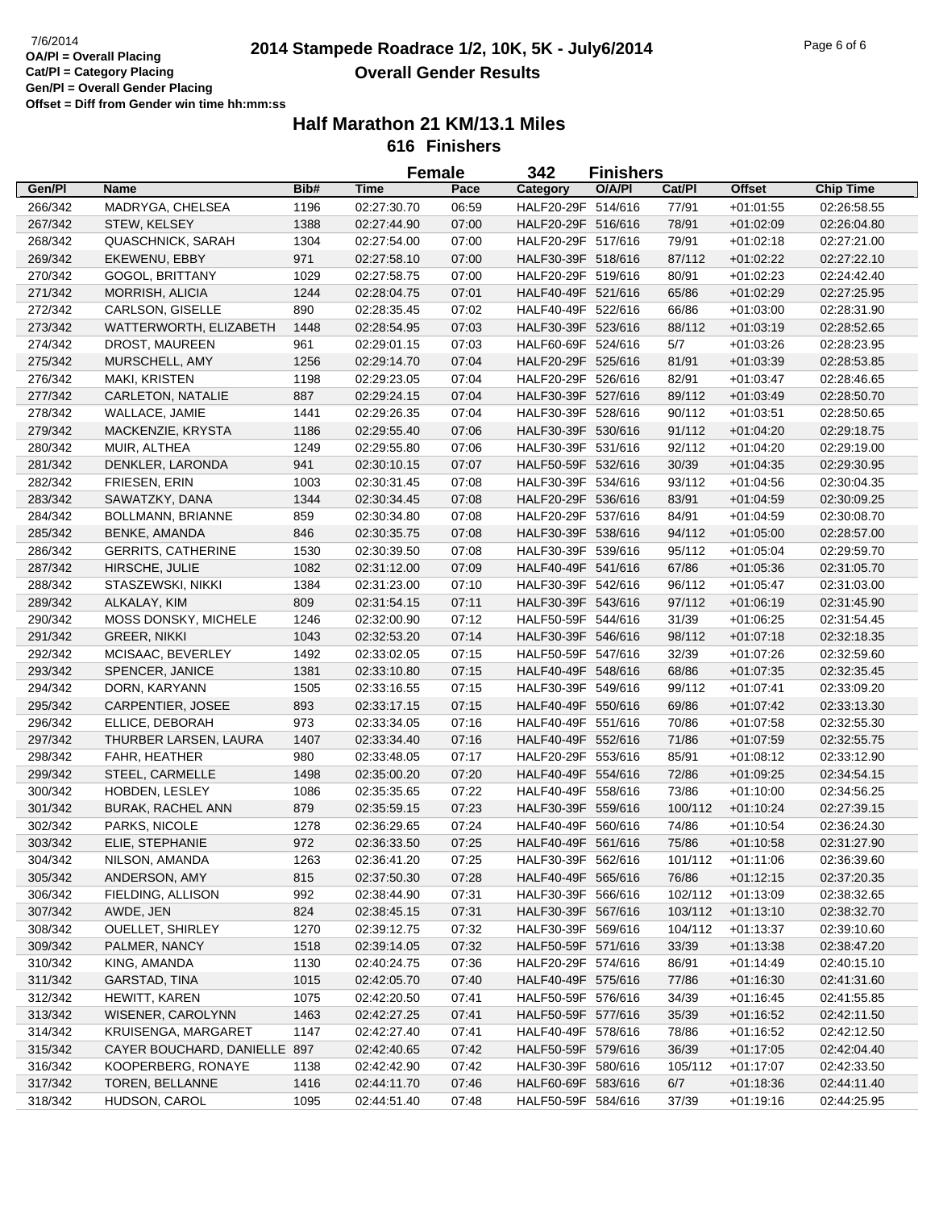# 2014 Stampede Roadrace 1/2, 10K, 5K - July6/2014

## Overall Gender Results

7/6/2014

**OA/Pl = Overall Placing**
**Cat/Pl = Category Placing**
**Gen/Pl = Overall Gender Placing**
**Offset = Diff from Gender win time hh:mm:ss**

## Half Marathon 21 KM/13.1 Miles

### 616 Finishers

### Female 342 Finishers

| Gen/Pl | Name | Bib# | Time | Pace | Category | O/A/Pl | Cat/Pl | Offset | Chip Time |
|---|---|---|---|---|---|---|---|---|---|
| 266/342 | MADRYGA, CHELSEA | 1196 | 02:27:30.70 | 06:59 | HALF20-29F | 514/616 | 77/91 | +01:01:55 | 02:26:58.55 |
| 267/342 | STEW, KELSEY | 1388 | 02:27:44.90 | 07:00 | HALF20-29F | 516/616 | 78/91 | +01:02:09 | 02:26:04.80 |
| 268/342 | QUASCHNICK, SARAH | 1304 | 02:27:54.00 | 07:00 | HALF20-29F | 517/616 | 79/91 | +01:02:18 | 02:27:21.00 |
| 269/342 | EKEWENU, EBBY | 971 | 02:27:58.10 | 07:00 | HALF30-39F | 518/616 | 87/112 | +01:02:22 | 02:27:22.10 |
| 270/342 | GOGOL, BRITTANY | 1029 | 02:27:58.75 | 07:00 | HALF20-29F | 519/616 | 80/91 | +01:02:23 | 02:24:42.40 |
| 271/342 | MORRISH, ALICIA | 1244 | 02:28:04.75 | 07:01 | HALF40-49F | 521/616 | 65/86 | +01:02:29 | 02:27:25.95 |
| 272/342 | CARLSON, GISELLE | 890 | 02:28:35.45 | 07:02 | HALF40-49F | 522/616 | 66/86 | +01:03:00 | 02:28:31.90 |
| 273/342 | WATTERWORTH, ELIZABETH | 1448 | 02:28:54.95 | 07:03 | HALF30-39F | 523/616 | 88/112 | +01:03:19 | 02:28:52.65 |
| 274/342 | DROST, MAUREEN | 961 | 02:29:01.15 | 07:03 | HALF60-69F | 524/616 | 5/7 | +01:03:26 | 02:28:23.95 |
| 275/342 | MURSCHELL, AMY | 1256 | 02:29:14.70 | 07:04 | HALF20-29F | 525/616 | 81/91 | +01:03:39 | 02:28:53.85 |
| 276/342 | MAKI, KRISTEN | 1198 | 02:29:23.05 | 07:04 | HALF20-29F | 526/616 | 82/91 | +01:03:47 | 02:28:46.65 |
| 277/342 | CARLETON, NATALIE | 887 | 02:29:24.15 | 07:04 | HALF30-39F | 527/616 | 89/112 | +01:03:49 | 02:28:50.70 |
| 278/342 | WALLACE, JAMIE | 1441 | 02:29:26.35 | 07:04 | HALF30-39F | 528/616 | 90/112 | +01:03:51 | 02:28:50.65 |
| 279/342 | MACKENZIE, KRYSTA | 1186 | 02:29:55.40 | 07:06 | HALF30-39F | 530/616 | 91/112 | +01:04:20 | 02:29:18.75 |
| 280/342 | MUIR, ALTHEA | 1249 | 02:29:55.80 | 07:06 | HALF30-39F | 531/616 | 92/112 | +01:04:20 | 02:29:19.00 |
| 281/342 | DENKLER, LARONDA | 941 | 02:30:10.15 | 07:07 | HALF50-59F | 532/616 | 30/39 | +01:04:35 | 02:29:30.95 |
| 282/342 | FRIESEN, ERIN | 1003 | 02:30:31.45 | 07:08 | HALF30-39F | 534/616 | 93/112 | +01:04:56 | 02:30:04.35 |
| 283/342 | SAWATZKY, DANA | 1344 | 02:30:34.45 | 07:08 | HALF20-29F | 536/616 | 83/91 | +01:04:59 | 02:30:09.25 |
| 284/342 | BOLLMANN, BRIANNE | 859 | 02:30:34.80 | 07:08 | HALF20-29F | 537/616 | 84/91 | +01:04:59 | 02:30:08.70 |
| 285/342 | BENKE, AMANDA | 846 | 02:30:35.75 | 07:08 | HALF30-39F | 538/616 | 94/112 | +01:05:00 | 02:28:57.00 |
| 286/342 | GERRITS, CATHERINE | 1530 | 02:30:39.50 | 07:08 | HALF30-39F | 539/616 | 95/112 | +01:05:04 | 02:29:59.70 |
| 287/342 | HIRSCHE, JULIE | 1082 | 02:31:12.00 | 07:09 | HALF40-49F | 541/616 | 67/86 | +01:05:36 | 02:31:05.70 |
| 288/342 | STASZEWSKI, NIKKI | 1384 | 02:31:23.00 | 07:10 | HALF30-39F | 542/616 | 96/112 | +01:05:47 | 02:31:03.00 |
| 289/342 | ALKALAY, KIM | 809 | 02:31:54.15 | 07:11 | HALF30-39F | 543/616 | 97/112 | +01:06:19 | 02:31:45.90 |
| 290/342 | MOSS DONSKY, MICHELE | 1246 | 02:32:00.90 | 07:12 | HALF50-59F | 544/616 | 31/39 | +01:06:25 | 02:31:54.45 |
| 291/342 | GREER, NIKKI | 1043 | 02:32:53.20 | 07:14 | HALF30-39F | 546/616 | 98/112 | +01:07:18 | 02:32:18.35 |
| 292/342 | MCISAAC, BEVERLEY | 1492 | 02:33:02.05 | 07:15 | HALF50-59F | 547/616 | 32/39 | +01:07:26 | 02:32:59.60 |
| 293/342 | SPENCER, JANICE | 1381 | 02:33:10.80 | 07:15 | HALF40-49F | 548/616 | 68/86 | +01:07:35 | 02:32:35.45 |
| 294/342 | DORN, KARYANN | 1505 | 02:33:16.55 | 07:15 | HALF30-39F | 549/616 | 99/112 | +01:07:41 | 02:33:09.20 |
| 295/342 | CARPENTIER, JOSEE | 893 | 02:33:17.15 | 07:15 | HALF40-49F | 550/616 | 69/86 | +01:07:42 | 02:33:13.30 |
| 296/342 | ELLICE, DEBORAH | 973 | 02:33:34.05 | 07:16 | HALF40-49F | 551/616 | 70/86 | +01:07:58 | 02:32:55.30 |
| 297/342 | THURBER LARSEN, LAURA | 1407 | 02:33:34.40 | 07:16 | HALF40-49F | 552/616 | 71/86 | +01:07:59 | 02:32:55.75 |
| 298/342 | FAHR, HEATHER | 980 | 02:33:48.05 | 07:17 | HALF20-29F | 553/616 | 85/91 | +01:08:12 | 02:33:12.90 |
| 299/342 | STEEL, CARMELLE | 1498 | 02:35:00.20 | 07:20 | HALF40-49F | 554/616 | 72/86 | +01:09:25 | 02:34:54.15 |
| 300/342 | HOBDEN, LESLEY | 1086 | 02:35:35.65 | 07:22 | HALF40-49F | 558/616 | 73/86 | +01:10:00 | 02:34:56.25 |
| 301/342 | BURAK, RACHEL ANN | 879 | 02:35:59.15 | 07:23 | HALF30-39F | 559/616 | 100/112 | +01:10:24 | 02:27:39.15 |
| 302/342 | PARKS, NICOLE | 1278 | 02:36:29.65 | 07:24 | HALF40-49F | 560/616 | 74/86 | +01:10:54 | 02:36:24.30 |
| 303/342 | ELIE, STEPHANIE | 972 | 02:36:33.50 | 07:25 | HALF40-49F | 561/616 | 75/86 | +01:10:58 | 02:31:27.90 |
| 304/342 | NILSON, AMANDA | 1263 | 02:36:41.20 | 07:25 | HALF30-39F | 562/616 | 101/112 | +01:11:06 | 02:36:39.60 |
| 305/342 | ANDERSON, AMY | 815 | 02:37:50.30 | 07:28 | HALF40-49F | 565/616 | 76/86 | +01:12:15 | 02:37:20.35 |
| 306/342 | FIELDING, ALLISON | 992 | 02:38:44.90 | 07:31 | HALF30-39F | 566/616 | 102/112 | +01:13:09 | 02:38:32.65 |
| 307/342 | AWDE, JEN | 824 | 02:38:45.15 | 07:31 | HALF30-39F | 567/616 | 103/112 | +01:13:10 | 02:38:32.70 |
| 308/342 | OUELLET, SHIRLEY | 1270 | 02:39:12.75 | 07:32 | HALF30-39F | 569/616 | 104/112 | +01:13:37 | 02:39:10.60 |
| 309/342 | PALMER, NANCY | 1518 | 02:39:14.05 | 07:32 | HALF50-59F | 571/616 | 33/39 | +01:13:38 | 02:38:47.20 |
| 310/342 | KING, AMANDA | 1130 | 02:40:24.75 | 07:36 | HALF20-29F | 574/616 | 86/91 | +01:14:49 | 02:40:15.10 |
| 311/342 | GARSTAD, TINA | 1015 | 02:42:05.70 | 07:40 | HALF40-49F | 575/616 | 77/86 | +01:16:30 | 02:41:31.60 |
| 312/342 | HEWITT, KAREN | 1075 | 02:42:20.50 | 07:41 | HALF50-59F | 576/616 | 34/39 | +01:16:45 | 02:41:55.85 |
| 313/342 | WISENER, CAROLYNN | 1463 | 02:42:27.25 | 07:41 | HALF50-59F | 577/616 | 35/39 | +01:16:52 | 02:42:11.50 |
| 314/342 | KRUISENGA, MARGARET | 1147 | 02:42:27.40 | 07:41 | HALF40-49F | 578/616 | 78/86 | +01:16:52 | 02:42:12.50 |
| 315/342 | CAYER BOUCHARD, DANIELLE | 897 | 02:42:40.65 | 07:42 | HALF50-59F | 579/616 | 36/39 | +01:17:05 | 02:42:04.40 |
| 316/342 | KOOPERBERG, RONAYE | 1138 | 02:42:42.90 | 07:42 | HALF30-39F | 580/616 | 105/112 | +01:17:07 | 02:42:33.50 |
| 317/342 | TOREN, BELLANNE | 1416 | 02:44:11.70 | 07:46 | HALF60-69F | 583/616 | 6/7 | +01:18:36 | 02:44:11.40 |
| 318/342 | HUDSON, CAROL | 1095 | 02:44:51.40 | 07:48 | HALF50-59F | 584/616 | 37/39 | +01:19:16 | 02:44:25.95 |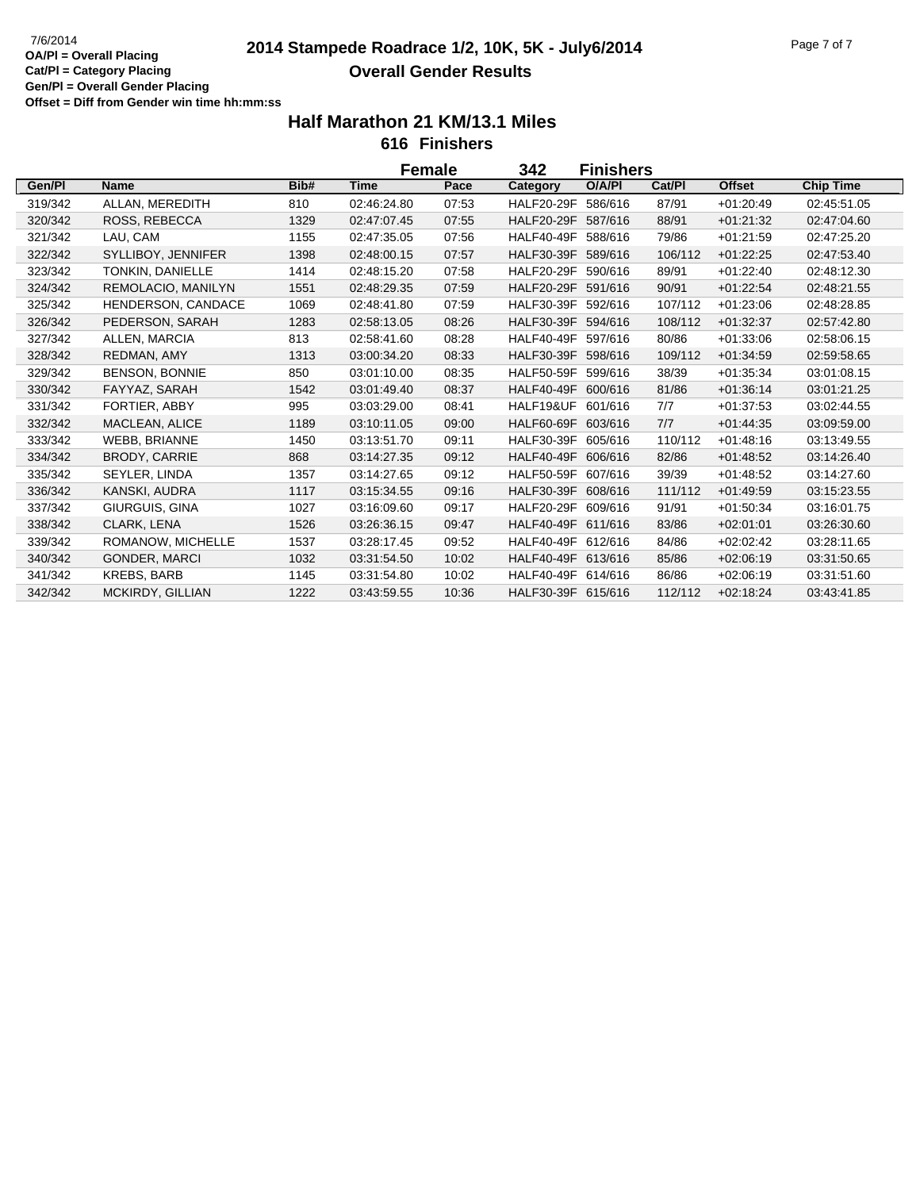# 2014 Stampede Roadrace 1/2, 10K, 5K - July6/2014

## Overall Gender Results

7/6/2014

**OA/Pl = Overall Placing**
**Cat/Pl = Category Placing**
**Gen/Pl = Overall Gender Placing**
**Offset = Diff from Gender win time hh:mm:ss**

### Half Marathon 21 KM/13.1 Miles

**616 Finishers**

**Female 342 Finishers**

| Gen/Pl | Name | Bib# | Time | Pace | Category | O/A/Pl | Cat/Pl | Offset | Chip Time |
|---|---|---|---|---|---|---|---|---|---|
| 319/342 | ALLAN, MEREDITH | 810 | 02:46:24.80 | 07:53 | HALF20-29F | 586/616 | 87/91 | +01:20:49 | 02:45:51.05 |
| 320/342 | ROSS, REBECCA | 1329 | 02:47:07.45 | 07:55 | HALF20-29F | 587/616 | 88/91 | +01:21:32 | 02:47:04.60 |
| 321/342 | LAU, CAM | 1155 | 02:47:35.05 | 07:56 | HALF40-49F | 588/616 | 79/86 | +01:21:59 | 02:47:25.20 |
| 322/342 | SYLLIBOY, JENNIFER | 1398 | 02:48:00.15 | 07:57 | HALF30-39F | 589/616 | 106/112 | +01:22:25 | 02:47:53.40 |
| 323/342 | TONKIN, DANIELLE | 1414 | 02:48:15.20 | 07:58 | HALF20-29F | 590/616 | 89/91 | +01:22:40 | 02:48:12.30 |
| 324/342 | REMOLACIO, MANILYN | 1551 | 02:48:29.35 | 07:59 | HALF20-29F | 591/616 | 90/91 | +01:22:54 | 02:48:21.55 |
| 325/342 | HENDERSON, CANDACE | 1069 | 02:48:41.80 | 07:59 | HALF30-39F | 592/616 | 107/112 | +01:23:06 | 02:48:28.85 |
| 326/342 | PEDERSON, SARAH | 1283 | 02:58:13.05 | 08:26 | HALF30-39F | 594/616 | 108/112 | +01:32:37 | 02:57:42.80 |
| 327/342 | ALLEN, MARCIA | 813 | 02:58:41.60 | 08:28 | HALF40-49F | 597/616 | 80/86 | +01:33:06 | 02:58:06.15 |
| 328/342 | REDMAN, AMY | 1313 | 03:00:34.20 | 08:33 | HALF30-39F | 598/616 | 109/112 | +01:34:59 | 02:59:58.65 |
| 329/342 | BENSON, BONNIE | 850 | 03:01:10.00 | 08:35 | HALF50-59F | 599/616 | 38/39 | +01:35:34 | 03:01:08.15 |
| 330/342 | FAYYAZ, SARAH | 1542 | 03:01:49.40 | 08:37 | HALF40-49F | 600/616 | 81/86 | +01:36:14 | 03:01:21.25 |
| 331/342 | FORTIER, ABBY | 995 | 03:03:29.00 | 08:41 | HALF19&UF | 601/616 | 7/7 | +01:37:53 | 03:02:44.55 |
| 332/342 | MACLEAN, ALICE | 1189 | 03:10:11.05 | 09:00 | HALF60-69F | 603/616 | 7/7 | +01:44:35 | 03:09:59.00 |
| 333/342 | WEBB, BRIANNE | 1450 | 03:13:51.70 | 09:11 | HALF30-39F | 605/616 | 110/112 | +01:48:16 | 03:13:49.55 |
| 334/342 | BRODY, CARRIE | 868 | 03:14:27.35 | 09:12 | HALF40-49F | 606/616 | 82/86 | +01:48:52 | 03:14:26.40 |
| 335/342 | SEYLER, LINDA | 1357 | 03:14:27.65 | 09:12 | HALF50-59F | 607/616 | 39/39 | +01:48:52 | 03:14:27.60 |
| 336/342 | KANSKI, AUDRA | 1117 | 03:15:34.55 | 09:16 | HALF30-39F | 608/616 | 111/112 | +01:49:59 | 03:15:23.55 |
| 337/342 | GIURGUIS, GINA | 1027 | 03:16:09.60 | 09:17 | HALF20-29F | 609/616 | 91/91 | +01:50:34 | 03:16:01.75 |
| 338/342 | CLARK, LENA | 1526 | 03:26:36.15 | 09:47 | HALF40-49F | 611/616 | 83/86 | +02:01:01 | 03:26:30.60 |
| 339/342 | ROMANOW, MICHELLE | 1537 | 03:28:17.45 | 09:52 | HALF40-49F | 612/616 | 84/86 | +02:02:42 | 03:28:11.65 |
| 340/342 | GONDER, MARCI | 1032 | 03:31:54.50 | 10:02 | HALF40-49F | 613/616 | 85/86 | +02:06:19 | 03:31:50.65 |
| 341/342 | KREBS, BARB | 1145 | 03:31:54.80 | 10:02 | HALF40-49F | 614/616 | 86/86 | +02:06:19 | 03:31:51.60 |
| 342/342 | MCKIRDY, GILLIAN | 1222 | 03:43:59.55 | 10:36 | HALF30-39F | 615/616 | 112/112 | +02:18:24 | 03:43:41.85 |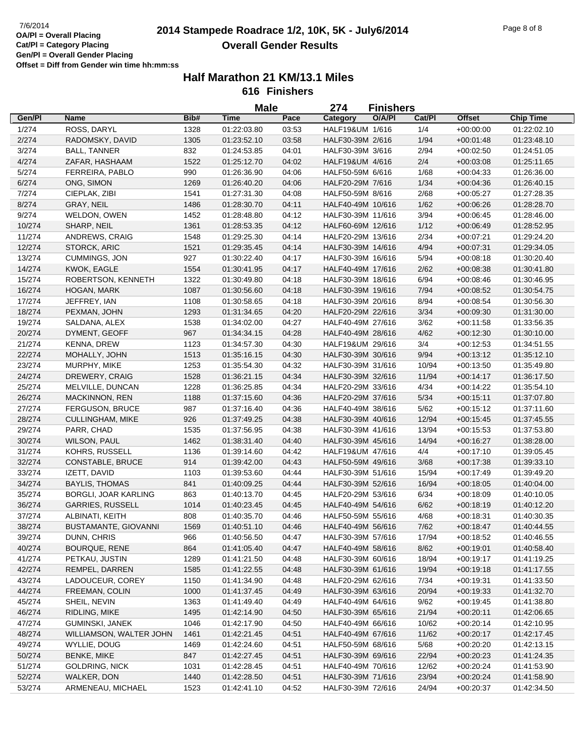7/6/2014
**OA/Pl = Overall Placing**
**Cat/Pl = Category Placing**
**Gen/Pl = Overall Gender Placing**
**Offset = Diff from Gender win time hh:mm:ss**

# 2014 Stampede Roadrace 1/2, 10K, 5K - July6/2014
## Overall Gender Results

### Half Marathon 21 KM/13.1 Miles
### 616 Finishers

**Male** 274 **Finishers**

| Gen/Pl | Name | Bib# | Time | Pace | Category | O/A/Pl | Cat/Pl | Offset | Chip Time |
|---|---|---|---|---|---|---|---|---|---|
| 1/274 | ROSS, DARYL | 1328 | 01:22:03.80 | 03:53 | HALF19&UM | 1/616 | 1/4 | +00:00:00 | 01:22:02.10 |
| 2/274 | RADOMSKY, DAVID | 1305 | 01:23:52.10 | 03:58 | HALF30-39M | 2/616 | 1/94 | +00:01:48 | 01:23:48.10 |
| 3/274 | BALL, TANNER | 832 | 01:24:53.85 | 04:01 | HALF30-39M | 3/616 | 2/94 | +00:02:50 | 01:24:51.05 |
| 4/274 | ZAFAR, HASHAAM | 1522 | 01:25:12.70 | 04:02 | HALF19&UM | 4/616 | 2/4 | +00:03:08 | 01:25:11.65 |
| 5/274 | FERREIRA, PABLO | 990 | 01:26:36.90 | 04:06 | HALF50-59M | 6/616 | 1/68 | +00:04:33 | 01:26:36.00 |
| 6/274 | ONG, SIMON | 1269 | 01:26:40.20 | 04:06 | HALF20-29M | 7/616 | 1/34 | +00:04:36 | 01:26:40.15 |
| 7/274 | CIEPLAK, ZIBI | 1541 | 01:27:31.30 | 04:08 | HALF50-59M | 8/616 | 2/68 | +00:05:27 | 01:27:28.35 |
| 8/274 | GRAY, NEIL | 1486 | 01:28:30.70 | 04:11 | HALF40-49M | 10/616 | 1/62 | +00:06:26 | 01:28:28.70 |
| 9/274 | WELDON, OWEN | 1452 | 01:28:48.80 | 04:12 | HALF30-39M | 11/616 | 3/94 | +00:06:45 | 01:28:46.00 |
| 10/274 | SHARP, NEIL | 1361 | 01:28:53.35 | 04:12 | HALF60-69M | 12/616 | 1/12 | +00:06:49 | 01:28:52.95 |
| 11/274 | ANDREWS, CRAIG | 1548 | 01:29:25.30 | 04:14 | HALF20-29M | 13/616 | 2/34 | +00:07:21 | 01:29:24.20 |
| 12/274 | STORCK, ARIC | 1521 | 01:29:35.45 | 04:14 | HALF30-39M | 14/616 | 4/94 | +00:07:31 | 01:29:34.05 |
| 13/274 | CUMMINGS, JON | 927 | 01:30:22.40 | 04:17 | HALF30-39M | 16/616 | 5/94 | +00:08:18 | 01:30:20.40 |
| 14/274 | KWOK, EAGLE | 1554 | 01:30:41.95 | 04:17 | HALF40-49M | 17/616 | 2/62 | +00:08:38 | 01:30:41.80 |
| 15/274 | ROBERTSON, KENNETH | 1322 | 01:30:49.80 | 04:18 | HALF30-39M | 18/616 | 6/94 | +00:08:46 | 01:30:46.95 |
| 16/274 | HOGAN, MARK | 1087 | 01:30:56.60 | 04:18 | HALF30-39M | 19/616 | 7/94 | +00:08:52 | 01:30:54.75 |
| 17/274 | JEFFREY, IAN | 1108 | 01:30:58.65 | 04:18 | HALF30-39M | 20/616 | 8/94 | +00:08:54 | 01:30:56.30 |
| 18/274 | PEXMAN, JOHN | 1293 | 01:31:34.65 | 04:20 | HALF20-29M | 22/616 | 3/34 | +00:09:30 | 01:31:30.00 |
| 19/274 | SALDANA, ALEX | 1538 | 01:34:02.00 | 04:27 | HALF40-49M | 27/616 | 3/62 | +00:11:58 | 01:33:56.35 |
| 20/274 | DYMENT, GEOFF | 967 | 01:34:34.15 | 04:28 | HALF40-49M | 28/616 | 4/62 | +00:12:30 | 01:30:10.00 |
| 21/274 | KENNA, DREW | 1123 | 01:34:57.30 | 04:30 | HALF19&UM | 29/616 | 3/4 | +00:12:53 | 01:34:51.55 |
| 22/274 | MOHALLY, JOHN | 1513 | 01:35:16.15 | 04:30 | HALF30-39M | 30/616 | 9/94 | +00:13:12 | 01:35:12.10 |
| 23/274 | MURPHY, MIKE | 1253 | 01:35:54.30 | 04:32 | HALF30-39M | 31/616 | 10/94 | +00:13:50 | 01:35:49.80 |
| 24/274 | DREWERY, CRAIG | 1528 | 01:36:21.15 | 04:34 | HALF30-39M | 32/616 | 11/94 | +00:14:17 | 01:36:17.50 |
| 25/274 | MELVILLE, DUNCAN | 1228 | 01:36:25.85 | 04:34 | HALF20-29M | 33/616 | 4/34 | +00:14:22 | 01:35:54.10 |
| 26/274 | MACKINNON, REN | 1188 | 01:37:15.60 | 04:36 | HALF20-29M | 37/616 | 5/34 | +00:15:11 | 01:37:07.80 |
| 27/274 | FERGUSON, BRUCE | 987 | 01:37:16.40 | 04:36 | HALF40-49M | 38/616 | 5/62 | +00:15:12 | 01:37:11.60 |
| 28/274 | CULLINGHAM, MIKE | 926 | 01:37:49.25 | 04:38 | HALF30-39M | 40/616 | 12/94 | +00:15:45 | 01:37:45.55 |
| 29/274 | PARR, CHAD | 1535 | 01:37:56.95 | 04:38 | HALF30-39M | 41/616 | 13/94 | +00:15:53 | 01:37:53.80 |
| 30/274 | WILSON, PAUL | 1462 | 01:38:31.40 | 04:40 | HALF30-39M | 45/616 | 14/94 | +00:16:27 | 01:38:28.00 |
| 31/274 | KOHRS, RUSSELL | 1136 | 01:39:14.60 | 04:42 | HALF19&UM | 47/616 | 4/4 | +00:17:10 | 01:39:05.45 |
| 32/274 | CONSTABLE, BRUCE | 914 | 01:39:42.00 | 04:43 | HALF50-59M | 49/616 | 3/68 | +00:17:38 | 01:39:33.10 |
| 33/274 | IZETT, DAVID | 1103 | 01:39:53.60 | 04:44 | HALF30-39M | 51/616 | 15/94 | +00:17:49 | 01:39:49.20 |
| 34/274 | BAYLIS, THOMAS | 841 | 01:40:09.25 | 04:44 | HALF30-39M | 52/616 | 16/94 | +00:18:05 | 01:40:04.00 |
| 35/274 | BORGLI, JOAR KARLING | 863 | 01:40:13.70 | 04:45 | HALF20-29M | 53/616 | 6/34 | +00:18:09 | 01:40:10.05 |
| 36/274 | GARRIES, RUSSELL | 1014 | 01:40:23.45 | 04:45 | HALF40-49M | 54/616 | 6/62 | +00:18:19 | 01:40:12.20 |
| 37/274 | ALBINATI, KEITH | 808 | 01:40:35.70 | 04:46 | HALF50-59M | 55/616 | 4/68 | +00:18:31 | 01:40:30.35 |
| 38/274 | BUSTAMANTE, GIOVANNI | 1569 | 01:40:51.10 | 04:46 | HALF40-49M | 56/616 | 7/62 | +00:18:47 | 01:40:44.55 |
| 39/274 | DUNN, CHRIS | 966 | 01:40:56.50 | 04:47 | HALF30-39M | 57/616 | 17/94 | +00:18:52 | 01:40:46.55 |
| 40/274 | BOURQUE, RENE | 864 | 01:41:05.40 | 04:47 | HALF40-49M | 58/616 | 8/62 | +00:19:01 | 01:40:58.40 |
| 41/274 | PETKAU, JUSTIN | 1289 | 01:41:21.50 | 04:48 | HALF30-39M | 60/616 | 18/94 | +00:19:17 | 01:41:19.25 |
| 42/274 | REMPEL, DARREN | 1585 | 01:41:22.55 | 04:48 | HALF30-39M | 61/616 | 19/94 | +00:19:18 | 01:41:17.55 |
| 43/274 | LADOUCEUR, COREY | 1150 | 01:41:34.90 | 04:48 | HALF20-29M | 62/616 | 7/34 | +00:19:31 | 01:41:33.50 |
| 44/274 | FREEMAN, COLIN | 1000 | 01:41:37.45 | 04:49 | HALF30-39M | 63/616 | 20/94 | +00:19:33 | 01:41:32.70 |
| 45/274 | SHEIL, NEVIN | 1363 | 01:41:49.40 | 04:49 | HALF40-49M | 64/616 | 9/62 | +00:19:45 | 01:41:38.80 |
| 46/274 | RIDLING, MIKE | 1495 | 01:42:14.90 | 04:50 | HALF30-39M | 65/616 | 21/94 | +00:20:11 | 01:42:06.65 |
| 47/274 | GUMINSKI, JANEK | 1046 | 01:42:17.90 | 04:50 | HALF40-49M | 66/616 | 10/62 | +00:20:14 | 01:42:10.95 |
| 48/274 | WILLIAMSON, WALTER JOHN | 1461 | 01:42:21.45 | 04:51 | HALF40-49M | 67/616 | 11/62 | +00:20:17 | 01:42:17.45 |
| 49/274 | WYLLIE, DOUG | 1469 | 01:42:24.60 | 04:51 | HALF50-59M | 68/616 | 5/68 | +00:20:20 | 01:42:13.15 |
| 50/274 | BENKE, MIKE | 847 | 01:42:27.45 | 04:51 | HALF30-39M | 69/616 | 22/94 | +00:20:23 | 01:41:24.35 |
| 51/274 | GOLDRING, NICK | 1031 | 01:42:28.45 | 04:51 | HALF40-49M | 70/616 | 12/62 | +00:20:24 | 01:41:53.90 |
| 52/274 | WALKER, DON | 1440 | 01:42:28.50 | 04:51 | HALF30-39M | 71/616 | 23/94 | +00:20:24 | 01:41:58.90 |
| 53/274 | ARMENEAU, MICHAEL | 1523 | 01:42:41.10 | 04:52 | HALF30-39M | 72/616 | 24/94 | +00:20:37 | 01:42:34.50 |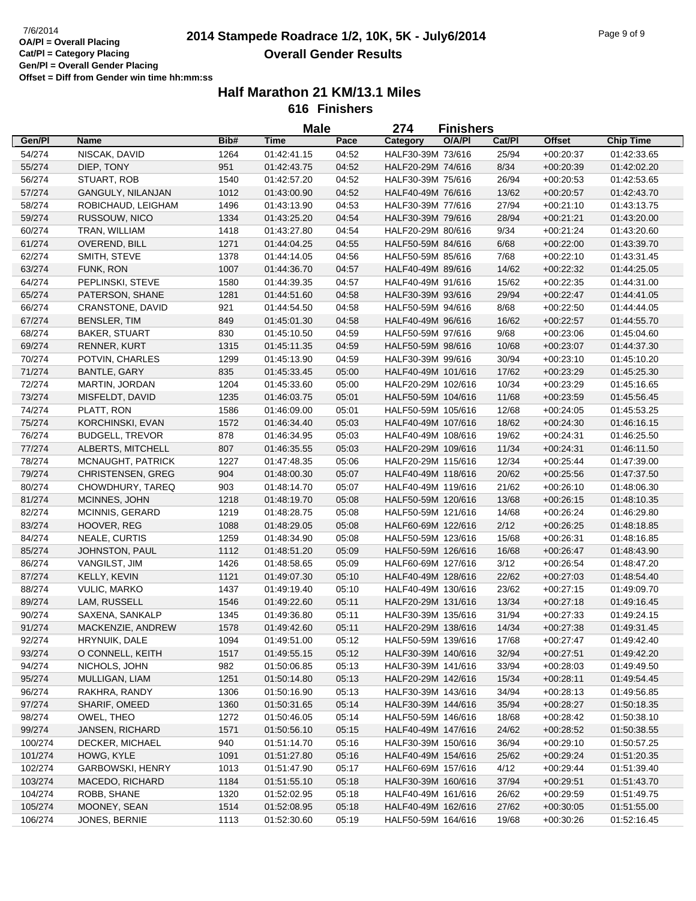7/6/2014
**OA/Pl = Overall Placing**
**Cat/Pl = Category Placing**
**Gen/Pl = Overall Gender Placing**
**Offset = Diff from Gender win time hh:mm:ss**

# 2014 Stampede Roadrace 1/2, 10K, 5K - July6/2014
## Overall Gender Results

### Half Marathon 21 KM/13.1 Miles
### 616 Finishers

**Male** 274 **Finishers**

| Gen/Pl | Name | Bib# | Time | Pace | Category | O/A/Pl | Cat/Pl | Offset | Chip Time |
|---|---|---|---|---|---|---|---|---|---|
| 54/274 | NISCAK, DAVID | 1264 | 01:42:41.15 | 04:52 | HALF30-39M | 73/616 | 25/94 | +00:20:37 | 01:42:33.65 |
| 55/274 | DIEP, TONY | 951 | 01:42:43.75 | 04:52 | HALF20-29M | 74/616 | 8/34 | +00:20:39 | 01:42:02.20 |
| 56/274 | STUART, ROB | 1540 | 01:42:57.20 | 04:52 | HALF30-39M | 75/616 | 26/94 | +00:20:53 | 01:42:53.65 |
| 57/274 | GANGULY, NILANJAN | 1012 | 01:43:00.90 | 04:52 | HALF40-49M | 76/616 | 13/62 | +00:20:57 | 01:42:43.70 |
| 58/274 | ROBICHAUD, LEIGHAM | 1496 | 01:43:13.90 | 04:53 | HALF30-39M | 77/616 | 27/94 | +00:21:10 | 01:43:13.75 |
| 59/274 | RUSSOUW, NICO | 1334 | 01:43:25.20 | 04:54 | HALF30-39M | 79/616 | 28/94 | +00:21:21 | 01:43:20.00 |
| 60/274 | TRAN, WILLIAM | 1418 | 01:43:27.80 | 04:54 | HALF20-29M | 80/616 | 9/34 | +00:21:24 | 01:43:20.60 |
| 61/274 | OVEREND, BILL | 1271 | 01:44:04.25 | 04:55 | HALF50-59M | 84/616 | 6/68 | +00:22:00 | 01:43:39.70 |
| 62/274 | SMITH, STEVE | 1378 | 01:44:14.05 | 04:56 | HALF50-59M | 85/616 | 7/68 | +00:22:10 | 01:43:31.45 |
| 63/274 | FUNK, RON | 1007 | 01:44:36.70 | 04:57 | HALF40-49M | 89/616 | 14/62 | +00:22:32 | 01:44:25.05 |
| 64/274 | PEPLINSKI, STEVE | 1580 | 01:44:39.35 | 04:57 | HALF40-49M | 91/616 | 15/62 | +00:22:35 | 01:44:31.00 |
| 65/274 | PATERSON, SHANE | 1281 | 01:44:51.60 | 04:58 | HALF30-39M | 93/616 | 29/94 | +00:22:47 | 01:44:41.05 |
| 66/274 | CRANSTONE, DAVID | 921 | 01:44:54.50 | 04:58 | HALF50-59M | 94/616 | 8/68 | +00:22:50 | 01:44:44.05 |
| 67/274 | BENSLER, TIM | 849 | 01:45:01.30 | 04:58 | HALF40-49M | 96/616 | 16/62 | +00:22:57 | 01:44:55.70 |
| 68/274 | BAKER, STUART | 830 | 01:45:10.50 | 04:59 | HALF50-59M | 97/616 | 9/68 | +00:23:06 | 01:45:04.60 |
| 69/274 | RENNER, KURT | 1315 | 01:45:11.35 | 04:59 | HALF50-59M | 98/616 | 10/68 | +00:23:07 | 01:44:37.30 |
| 70/274 | POTVIN, CHARLES | 1299 | 01:45:13.90 | 04:59 | HALF30-39M | 99/616 | 30/94 | +00:23:10 | 01:45:10.20 |
| 71/274 | BANTLE, GARY | 835 | 01:45:33.45 | 05:00 | HALF40-49M | 101/616 | 17/62 | +00:23:29 | 01:45:25.30 |
| 72/274 | MARTIN, JORDAN | 1204 | 01:45:33.60 | 05:00 | HALF20-29M | 102/616 | 10/34 | +00:23:29 | 01:45:16.65 |
| 73/274 | MISFELDT, DAVID | 1235 | 01:46:03.75 | 05:01 | HALF50-59M | 104/616 | 11/68 | +00:23:59 | 01:45:56.45 |
| 74/274 | PLATT, RON | 1586 | 01:46:09.00 | 05:01 | HALF50-59M | 105/616 | 12/68 | +00:24:05 | 01:45:53.25 |
| 75/274 | KORCHINSKI, EVAN | 1572 | 01:46:34.40 | 05:03 | HALF40-49M | 107/616 | 18/62 | +00:24:30 | 01:46:16.15 |
| 76/274 | BUDGELL, TREVOR | 878 | 01:46:34.95 | 05:03 | HALF40-49M | 108/616 | 19/62 | +00:24:31 | 01:46:25.50 |
| 77/274 | ALBERTS, MITCHELL | 807 | 01:46:35.55 | 05:03 | HALF20-29M | 109/616 | 11/34 | +00:24:31 | 01:46:11.50 |
| 78/274 | MCNAUGHT, PATRICK | 1227 | 01:47:48.35 | 05:06 | HALF20-29M | 115/616 | 12/34 | +00:25:44 | 01:47:39.00 |
| 79/274 | CHRISTENSEN, GREG | 904 | 01:48:00.30 | 05:07 | HALF40-49M | 118/616 | 20/62 | +00:25:56 | 01:47:37.50 |
| 80/274 | CHOWDHURY, TAREQ | 903 | 01:48:14.70 | 05:07 | HALF40-49M | 119/616 | 21/62 | +00:26:10 | 01:48:06.30 |
| 81/274 | MCINNES, JOHN | 1218 | 01:48:19.70 | 05:08 | HALF50-59M | 120/616 | 13/68 | +00:26:15 | 01:48:10.35 |
| 82/274 | MCINNIS, GERARD | 1219 | 01:48:28.75 | 05:08 | HALF50-59M | 121/616 | 14/68 | +00:26:24 | 01:46:29.80 |
| 83/274 | HOOVER, REG | 1088 | 01:48:29.05 | 05:08 | HALF60-69M | 122/616 | 2/12 | +00:26:25 | 01:48:18.85 |
| 84/274 | NEALE, CURTIS | 1259 | 01:48:34.90 | 05:08 | HALF50-59M | 123/616 | 15/68 | +00:26:31 | 01:48:16.85 |
| 85/274 | JOHNSTON, PAUL | 1112 | 01:48:51.20 | 05:09 | HALF50-59M | 126/616 | 16/68 | +00:26:47 | 01:48:43.90 |
| 86/274 | VANGILST, JIM | 1426 | 01:48:58.65 | 05:09 | HALF60-69M | 127/616 | 3/12 | +00:26:54 | 01:48:47.20 |
| 87/274 | KELLY, KEVIN | 1121 | 01:49:07.30 | 05:10 | HALF40-49M | 128/616 | 22/62 | +00:27:03 | 01:48:54.40 |
| 88/274 | VULIC, MARKO | 1437 | 01:49:19.40 | 05:10 | HALF40-49M | 130/616 | 23/62 | +00:27:15 | 01:49:09.70 |
| 89/274 | LAM, RUSSELL | 1546 | 01:49:22.60 | 05:11 | HALF20-29M | 131/616 | 13/34 | +00:27:18 | 01:49:16.45 |
| 90/274 | SAXENA, SANKALP | 1345 | 01:49:36.80 | 05:11 | HALF30-39M | 135/616 | 31/94 | +00:27:33 | 01:49:24.15 |
| 91/274 | MACKENZIE, ANDREW | 1578 | 01:49:42.60 | 05:11 | HALF20-29M | 138/616 | 14/34 | +00:27:38 | 01:49:31.45 |
| 92/274 | HRYNUIK, DALE | 1094 | 01:49:51.00 | 05:12 | HALF50-59M | 139/616 | 17/68 | +00:27:47 | 01:49:42.40 |
| 93/274 | O CONNELL, KEITH | 1517 | 01:49:55.15 | 05:12 | HALF30-39M | 140/616 | 32/94 | +00:27:51 | 01:49:42.20 |
| 94/274 | NICHOLS, JOHN | 982 | 01:50:06.85 | 05:13 | HALF30-39M | 141/616 | 33/94 | +00:28:03 | 01:49:49.50 |
| 95/274 | MULLIGAN, LIAM | 1251 | 01:50:14.80 | 05:13 | HALF20-29M | 142/616 | 15/34 | +00:28:11 | 01:49:54.45 |
| 96/274 | RAKHRA, RANDY | 1306 | 01:50:16.90 | 05:13 | HALF30-39M | 143/616 | 34/94 | +00:28:13 | 01:49:56.85 |
| 97/274 | SHARIF, OMEED | 1360 | 01:50:31.65 | 05:14 | HALF30-39M | 144/616 | 35/94 | +00:28:27 | 01:50:18.35 |
| 98/274 | OWEL, THEO | 1272 | 01:50:46.05 | 05:14 | HALF50-59M | 146/616 | 18/68 | +00:28:42 | 01:50:38.10 |
| 99/274 | JANSEN, RICHARD | 1571 | 01:50:56.10 | 05:15 | HALF40-49M | 147/616 | 24/62 | +00:28:52 | 01:50:38.55 |
| 100/274 | DECKER, MICHAEL | 940 | 01:51:14.70 | 05:16 | HALF30-39M | 150/616 | 36/94 | +00:29:10 | 01:50:57.25 |
| 101/274 | HOWG, KYLE | 1091 | 01:51:27.80 | 05:16 | HALF40-49M | 154/616 | 25/62 | +00:29:24 | 01:51:20.35 |
| 102/274 | GARBOWSKI, HENRY | 1013 | 01:51:47.90 | 05:17 | HALF60-69M | 157/616 | 4/12 | +00:29:44 | 01:51:39.40 |
| 103/274 | MACEDO, RICHARD | 1184 | 01:51:55.10 | 05:18 | HALF30-39M | 160/616 | 37/94 | +00:29:51 | 01:51:43.70 |
| 104/274 | ROBB, SHANE | 1320 | 01:52:02.95 | 05:18 | HALF40-49M | 161/616 | 26/62 | +00:29:59 | 01:51:49.75 |
| 105/274 | MOONEY, SEAN | 1514 | 01:52:08.95 | 05:18 | HALF40-49M | 162/616 | 27/62 | +00:30:05 | 01:51:55.00 |
| 106/274 | JONES, BERNIE | 1113 | 01:52:30.60 | 05:19 | HALF50-59M | 164/616 | 19/68 | +00:30:26 | 01:52:16.45 |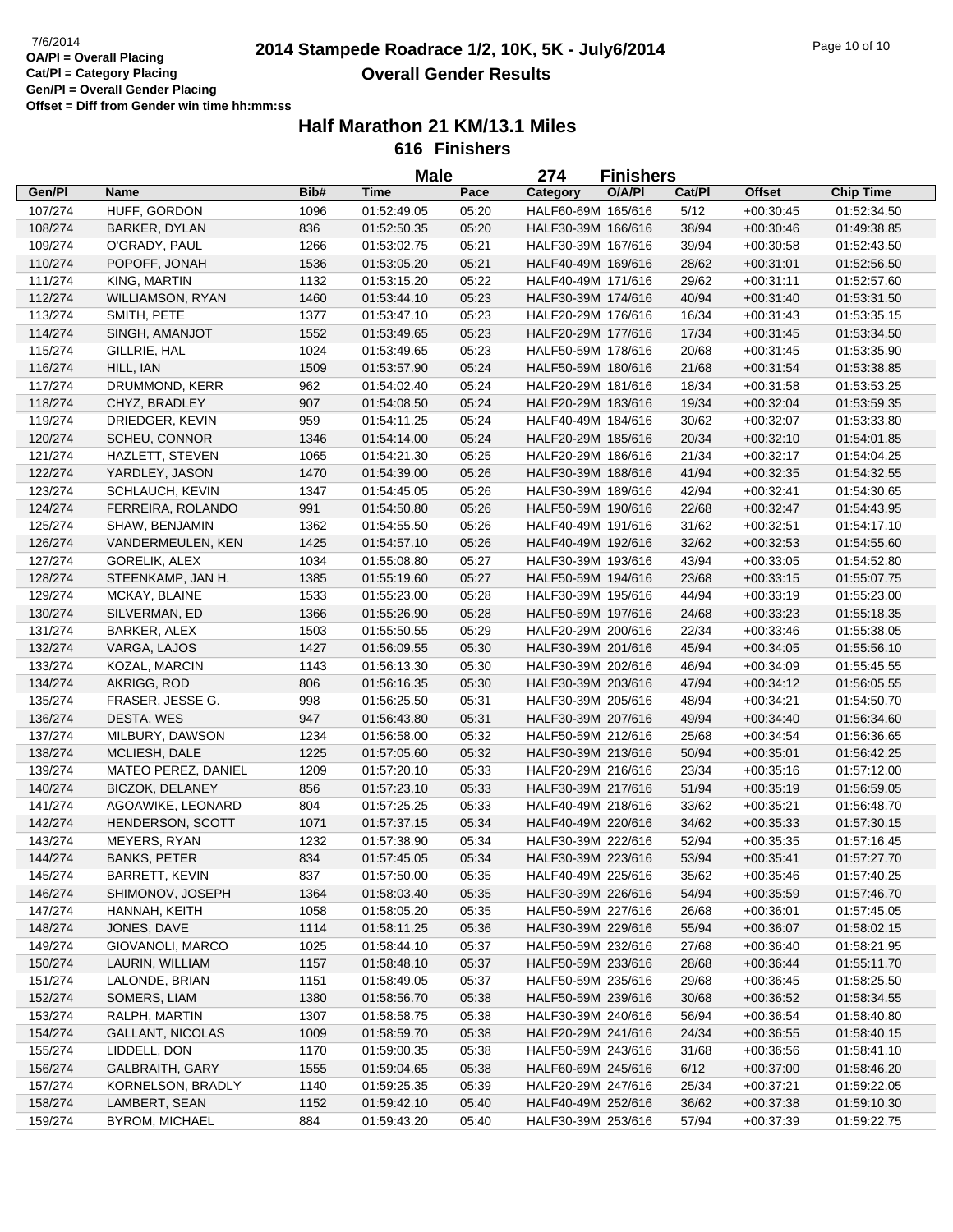**2014 Stampede Roadrace 1/2, 10K, 5K - July6/2014**

**Overall Gender Results**

7/6/2014
OA/Pl = Overall Placing
Cat/Pl = Category Placing
Gen/Pl = Overall Gender Placing
Offset = Diff from Gender win time hh:mm:ss

## Half Marathon 21 KM/13.1 Miles

### 616 Finishers

**Male** 274 **Finishers**

| Gen/Pl | Name | Bib# | Time | Pace | Category | O/A/Pl | Cat/Pl | Offset | Chip Time |
|---|---|---|---|---|---|---|---|---|---|
| 107/274 | HUFF, GORDON | 1096 | 01:52:49.05 | 05:20 | HALF60-69M | 165/616 | 5/12 | +00:30:45 | 01:52:34.50 |
| 108/274 | BARKER, DYLAN | 836 | 01:52:50.35 | 05:20 | HALF30-39M | 166/616 | 38/94 | +00:30:46 | 01:49:38.85 |
| 109/274 | O'GRADY, PAUL | 1266 | 01:53:02.75 | 05:21 | HALF30-39M | 167/616 | 39/94 | +00:30:58 | 01:52:43.50 |
| 110/274 | POPOFF, JONAH | 1536 | 01:53:05.20 | 05:21 | HALF40-49M | 169/616 | 28/62 | +00:31:01 | 01:52:56.50 |
| 111/274 | KING, MARTIN | 1132 | 01:53:15.20 | 05:22 | HALF40-49M | 171/616 | 29/62 | +00:31:11 | 01:52:57.60 |
| 112/274 | WILLIAMSON, RYAN | 1460 | 01:53:44.10 | 05:23 | HALF30-39M | 174/616 | 40/94 | +00:31:40 | 01:53:31.50 |
| 113/274 | SMITH, PETE | 1377 | 01:53:47.10 | 05:23 | HALF20-29M | 176/616 | 16/34 | +00:31:43 | 01:53:35.15 |
| 114/274 | SINGH, AMANJOT | 1552 | 01:53:49.65 | 05:23 | HALF20-29M | 177/616 | 17/34 | +00:31:45 | 01:53:34.50 |
| 115/274 | GILLRIE, HAL | 1024 | 01:53:49.65 | 05:23 | HALF50-59M | 178/616 | 20/68 | +00:31:45 | 01:53:35.90 |
| 116/274 | HILL, IAN | 1509 | 01:53:57.90 | 05:24 | HALF50-59M | 180/616 | 21/68 | +00:31:54 | 01:53:38.85 |
| 117/274 | DRUMMOND, KERR | 962 | 01:54:02.40 | 05:24 | HALF20-29M | 181/616 | 18/34 | +00:31:58 | 01:53:53.25 |
| 118/274 | CHYZ, BRADLEY | 907 | 01:54:08.50 | 05:24 | HALF20-29M | 183/616 | 19/34 | +00:32:04 | 01:53:59.35 |
| 119/274 | DRIEDGER, KEVIN | 959 | 01:54:11.25 | 05:24 | HALF40-49M | 184/616 | 30/62 | +00:32:07 | 01:53:33.80 |
| 120/274 | SCHEU, CONNOR | 1346 | 01:54:14.00 | 05:24 | HALF20-29M | 185/616 | 20/34 | +00:32:10 | 01:54:01.85 |
| 121/274 | HAZLETT, STEVEN | 1065 | 01:54:21.30 | 05:25 | HALF20-29M | 186/616 | 21/34 | +00:32:17 | 01:54:04.25 |
| 122/274 | YARDLEY, JASON | 1470 | 01:54:39.00 | 05:26 | HALF30-39M | 188/616 | 41/94 | +00:32:35 | 01:54:32.55 |
| 123/274 | SCHLAUCH, KEVIN | 1347 | 01:54:45.05 | 05:26 | HALF30-39M | 189/616 | 42/94 | +00:32:41 | 01:54:30.65 |
| 124/274 | FERREIRA, ROLANDO | 991 | 01:54:50.80 | 05:26 | HALF50-59M | 190/616 | 22/68 | +00:32:47 | 01:54:43.95 |
| 125/274 | SHAW, BENJAMIN | 1362 | 01:54:55.50 | 05:26 | HALF40-49M | 191/616 | 31/62 | +00:32:51 | 01:54:17.10 |
| 126/274 | VANDERMEULEN, KEN | 1425 | 01:54:57.10 | 05:26 | HALF40-49M | 192/616 | 32/62 | +00:32:53 | 01:54:55.60 |
| 127/274 | GORELIK, ALEX | 1034 | 01:55:08.80 | 05:27 | HALF30-39M | 193/616 | 43/94 | +00:33:05 | 01:54:52.80 |
| 128/274 | STEENKAMP, JAN H. | 1385 | 01:55:19.60 | 05:27 | HALF50-59M | 194/616 | 23/68 | +00:33:15 | 01:55:07.75 |
| 129/274 | MCKAY, BLAINE | 1533 | 01:55:23.00 | 05:28 | HALF30-39M | 195/616 | 44/94 | +00:33:19 | 01:55:23.00 |
| 130/274 | SILVERMAN, ED | 1366 | 01:55:26.90 | 05:28 | HALF50-59M | 197/616 | 24/68 | +00:33:23 | 01:55:18.35 |
| 131/274 | BARKER, ALEX | 1503 | 01:55:50.55 | 05:29 | HALF20-29M | 200/616 | 22/34 | +00:33:46 | 01:55:38.05 |
| 132/274 | VARGA, LAJOS | 1427 | 01:56:09.55 | 05:30 | HALF30-39M | 201/616 | 45/94 | +00:34:05 | 01:55:56.10 |
| 133/274 | KOZAL, MARCIN | 1143 | 01:56:13.30 | 05:30 | HALF30-39M | 202/616 | 46/94 | +00:34:09 | 01:55:45.55 |
| 134/274 | AKRIGG, ROD | 806 | 01:56:16.35 | 05:30 | HALF30-39M | 203/616 | 47/94 | +00:34:12 | 01:56:05.55 |
| 135/274 | FRASER, JESSE G. | 998 | 01:56:25.50 | 05:31 | HALF30-39M | 205/616 | 48/94 | +00:34:21 | 01:54:50.70 |
| 136/274 | DESTA, WES | 947 | 01:56:43.80 | 05:31 | HALF30-39M | 207/616 | 49/94 | +00:34:40 | 01:56:34.60 |
| 137/274 | MILBURY, DAWSON | 1234 | 01:56:58.00 | 05:32 | HALF50-59M | 212/616 | 25/68 | +00:34:54 | 01:56:36.65 |
| 138/274 | MCLIESH, DALE | 1225 | 01:57:05.60 | 05:32 | HALF30-39M | 213/616 | 50/94 | +00:35:01 | 01:56:42.25 |
| 139/274 | MATEO PEREZ, DANIEL | 1209 | 01:57:20.10 | 05:33 | HALF20-29M | 216/616 | 23/34 | +00:35:16 | 01:57:12.00 |
| 140/274 | BICZOK, DELANEY | 856 | 01:57:23.10 | 05:33 | HALF30-39M | 217/616 | 51/94 | +00:35:19 | 01:56:59.05 |
| 141/274 | AGOAWIKE, LEONARD | 804 | 01:57:25.25 | 05:33 | HALF40-49M | 218/616 | 33/62 | +00:35:21 | 01:56:48.70 |
| 142/274 | HENDERSON, SCOTT | 1071 | 01:57:37.15 | 05:34 | HALF40-49M | 220/616 | 34/62 | +00:35:33 | 01:57:30.15 |
| 143/274 | MEYERS, RYAN | 1232 | 01:57:38.90 | 05:34 | HALF30-39M | 222/616 | 52/94 | +00:35:35 | 01:57:16.45 |
| 144/274 | BANKS, PETER | 834 | 01:57:45.05 | 05:34 | HALF30-39M | 223/616 | 53/94 | +00:35:41 | 01:57:27.70 |
| 145/274 | BARRETT, KEVIN | 837 | 01:57:50.00 | 05:35 | HALF40-49M | 225/616 | 35/62 | +00:35:46 | 01:57:40.25 |
| 146/274 | SHIMONOV, JOSEPH | 1364 | 01:58:03.40 | 05:35 | HALF30-39M | 226/616 | 54/94 | +00:35:59 | 01:57:46.70 |
| 147/274 | HANNAH, KEITH | 1058 | 01:58:05.20 | 05:35 | HALF50-59M | 227/616 | 26/68 | +00:36:01 | 01:57:45.05 |
| 148/274 | JONES, DAVE | 1114 | 01:58:11.25 | 05:36 | HALF30-39M | 229/616 | 55/94 | +00:36:07 | 01:58:02.15 |
| 149/274 | GIOVANOLI, MARCO | 1025 | 01:58:44.10 | 05:37 | HALF50-59M | 232/616 | 27/68 | +00:36:40 | 01:58:21.95 |
| 150/274 | LAURIN, WILLIAM | 1157 | 01:58:48.10 | 05:37 | HALF50-59M | 233/616 | 28/68 | +00:36:44 | 01:55:11.70 |
| 151/274 | LALONDE, BRIAN | 1151 | 01:58:49.05 | 05:37 | HALF50-59M | 235/616 | 29/68 | +00:36:45 | 01:58:25.50 |
| 152/274 | SOMERS, LIAM | 1380 | 01:58:56.70 | 05:38 | HALF50-59M | 239/616 | 30/68 | +00:36:52 | 01:58:34.55 |
| 153/274 | RALPH, MARTIN | 1307 | 01:58:58.75 | 05:38 | HALF30-39M | 240/616 | 56/94 | +00:36:54 | 01:58:40.80 |
| 154/274 | GALLANT, NICOLAS | 1009 | 01:58:59.70 | 05:38 | HALF20-29M | 241/616 | 24/34 | +00:36:55 | 01:58:40.15 |
| 155/274 | LIDDELL, DON | 1170 | 01:59:00.35 | 05:38 | HALF50-59M | 243/616 | 31/68 | +00:36:56 | 01:58:41.10 |
| 156/274 | GALBRAITH, GARY | 1555 | 01:59:04.65 | 05:38 | HALF60-69M | 245/616 | 6/12 | +00:37:00 | 01:58:46.20 |
| 157/274 | KORNELSON, BRADLY | 1140 | 01:59:25.35 | 05:39 | HALF20-29M | 247/616 | 25/34 | +00:37:21 | 01:59:22.05 |
| 158/274 | LAMBERT, SEAN | 1152 | 01:59:42.10 | 05:40 | HALF40-49M | 252/616 | 36/62 | +00:37:38 | 01:59:10.30 |
| 159/274 | BYROM, MICHAEL | 884 | 01:59:43.20 | 05:40 | HALF30-39M | 253/616 | 57/94 | +00:37:39 | 01:59:22.75 |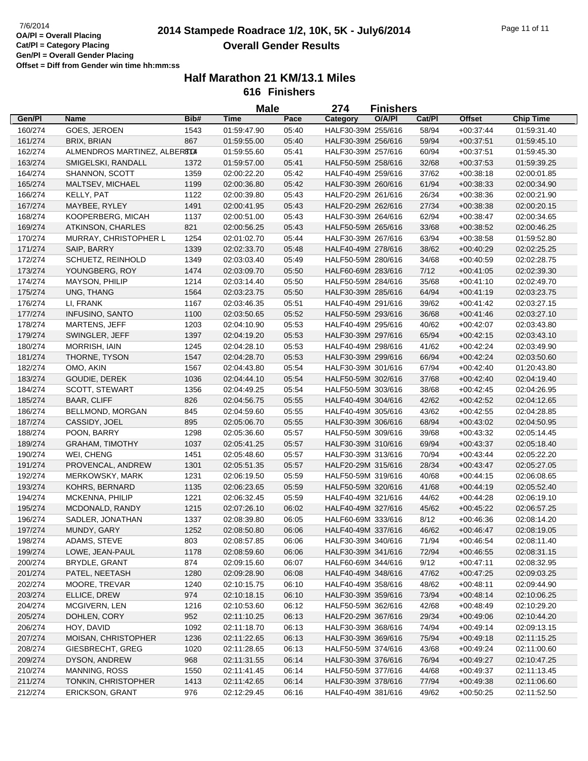7/6/2014
**OA/Pl = Overall Placing**
**Cat/Pl = Category Placing**
**Gen/Pl = Overall Gender Placing**
**Offset = Diff from Gender win time hh:mm:ss**

# 2014 Stampede Roadrace 1/2, 10K, 5K - July6/2014

## Overall Gender Results

### Half Marathon 21 KM/13.1 Miles

**616 Finishers**

**Male 274 Finishers**

| Gen/Pl | Name | Bib# | Time | Pace | Category | O/A/Pl | Cat/Pl | Offset | Chip Time |
|---|---|---|---|---|---|---|---|---|---|
| 160/274 | GOES, JEROEN | 1543 | 01:59:47.90 | 05:40 | HALF30-39M | 255/616 | 58/94 | +00:37:44 | 01:59:31.40 |
| 161/274 | BRIX, BRIAN | 867 | 01:59:55.00 | 05:40 | HALF30-39M | 256/616 | 59/94 | +00:37:51 | 01:59:45.10 |
| 162/274 | ALMENDROS MARTINEZ, ALBERTO | 814 | 01:59:55.60 | 05:41 | HALF30-39M | 257/616 | 60/94 | +00:37:51 | 01:59:45.30 |
| 163/274 | SMIGELSKI, RANDALL | 1372 | 01:59:57.00 | 05:41 | HALF50-59M | 258/616 | 32/68 | +00:37:53 | 01:59:39.25 |
| 164/274 | SHANNON, SCOTT | 1359 | 02:00:22.20 | 05:42 | HALF40-49M | 259/616 | 37/62 | +00:38:18 | 02:00:01.85 |
| 165/274 | MALTSEV, MICHAEL | 1199 | 02:00:36.80 | 05:42 | HALF30-39M | 260/616 | 61/94 | +00:38:33 | 02:00:34.90 |
| 166/274 | KELLY, PAT | 1122 | 02:00:39.80 | 05:43 | HALF20-29M | 261/616 | 26/34 | +00:38:36 | 02:00:21.90 |
| 167/274 | MAYBEE, RYLEY | 1491 | 02:00:41.95 | 05:43 | HALF20-29M | 262/616 | 27/34 | +00:38:38 | 02:00:20.15 |
| 168/274 | KOOPERBERG, MICAH | 1137 | 02:00:51.00 | 05:43 | HALF30-39M | 264/616 | 62/94 | +00:38:47 | 02:00:34.65 |
| 169/274 | ATKINSON, CHARLES | 821 | 02:00:56.25 | 05:43 | HALF50-59M | 265/616 | 33/68 | +00:38:52 | 02:00:46.25 |
| 170/274 | MURRAY, CHRISTOPHER L | 1254 | 02:01:02.70 | 05:44 | HALF30-39M | 267/616 | 63/94 | +00:38:58 | 01:59:52.80 |
| 171/274 | SAIP, BARRY | 1339 | 02:02:33.70 | 05:48 | HALF40-49M | 278/616 | 38/62 | +00:40:29 | 02:02:25.25 |
| 172/274 | SCHUETZ, REINHOLD | 1349 | 02:03:03.40 | 05:49 | HALF50-59M | 280/616 | 34/68 | +00:40:59 | 02:02:28.75 |
| 173/274 | YOUNGBERG, ROY | 1474 | 02:03:09.70 | 05:50 | HALF60-69M | 283/616 | 7/12 | +00:41:05 | 02:02:39.30 |
| 174/274 | MAYSON, PHILIP | 1214 | 02:03:14.40 | 05:50 | HALF50-59M | 284/616 | 35/68 | +00:41:10 | 02:02:49.70 |
| 175/274 | UNG, THANG | 1564 | 02:03:23.75 | 05:50 | HALF30-39M | 285/616 | 64/94 | +00:41:19 | 02:03:23.75 |
| 176/274 | LI, FRANK | 1167 | 02:03:46.35 | 05:51 | HALF40-49M | 291/616 | 39/62 | +00:41:42 | 02:03:27.15 |
| 177/274 | INFUSINO, SANTO | 1100 | 02:03:50.65 | 05:52 | HALF50-59M | 293/616 | 36/68 | +00:41:46 | 02:03:27.10 |
| 178/274 | MARTENS, JEFF | 1203 | 02:04:10.90 | 05:53 | HALF40-49M | 295/616 | 40/62 | +00:42:07 | 02:03:43.80 |
| 179/274 | SWINGLER, JEFF | 1397 | 02:04:19.20 | 05:53 | HALF30-39M | 297/616 | 65/94 | +00:42:15 | 02:03:43.10 |
| 180/274 | MORRISH, IAIN | 1245 | 02:04:28.10 | 05:53 | HALF40-49M | 298/616 | 41/62 | +00:42:24 | 02:03:49.90 |
| 181/274 | THORNE, TYSON | 1547 | 02:04:28.70 | 05:53 | HALF30-39M | 299/616 | 66/94 | +00:42:24 | 02:03:50.60 |
| 182/274 | OMO, AKIN | 1567 | 02:04:43.80 | 05:54 | HALF30-39M | 301/616 | 67/94 | +00:42:40 | 01:20:43.80 |
| 183/274 | GOUDIE, DEREK | 1036 | 02:04:44.10 | 05:54 | HALF50-59M | 302/616 | 37/68 | +00:42:40 | 02:04:19.40 |
| 184/274 | SCOTT, STEWART | 1356 | 02:04:49.25 | 05:54 | HALF50-59M | 303/616 | 38/68 | +00:42:45 | 02:04:26.95 |
| 185/274 | BAAR, CLIFF | 826 | 02:04:56.75 | 05:55 | HALF40-49M | 304/616 | 42/62 | +00:42:52 | 02:04:12.65 |
| 186/274 | BELLMOND, MORGAN | 845 | 02:04:59.60 | 05:55 | HALF40-49M | 305/616 | 43/62 | +00:42:55 | 02:04:28.85 |
| 187/274 | CASSIDY, JOEL | 895 | 02:05:06.70 | 05:55 | HALF30-39M | 306/616 | 68/94 | +00:43:02 | 02:04:50.95 |
| 188/274 | POON, BARRY | 1298 | 02:05:36.60 | 05:57 | HALF50-59M | 309/616 | 39/68 | +00:43:32 | 02:05:14.45 |
| 189/274 | GRAHAM, TIMOTHY | 1037 | 02:05:41.25 | 05:57 | HALF30-39M | 310/616 | 69/94 | +00:43:37 | 02:05:18.40 |
| 190/274 | WEI, CHENG | 1451 | 02:05:48.60 | 05:57 | HALF30-39M | 313/616 | 70/94 | +00:43:44 | 02:05:22.20 |
| 191/274 | PROVENCAL, ANDREW | 1301 | 02:05:51.35 | 05:57 | HALF20-29M | 315/616 | 28/34 | +00:43:47 | 02:05:27.05 |
| 192/274 | MERKOWSKY, MARK | 1231 | 02:06:19.50 | 05:59 | HALF50-59M | 319/616 | 40/68 | +00:44:15 | 02:06:08.65 |
| 193/274 | KOHRS, BERNARD | 1135 | 02:06:23.65 | 05:59 | HALF50-59M | 320/616 | 41/68 | +00:44:19 | 02:05:52.40 |
| 194/274 | MCKENNA, PHILIP | 1221 | 02:06:32.45 | 05:59 | HALF40-49M | 321/616 | 44/62 | +00:44:28 | 02:06:19.10 |
| 195/274 | MCDONALD, RANDY | 1215 | 02:07:26.10 | 06:02 | HALF40-49M | 327/616 | 45/62 | +00:45:22 | 02:06:57.25 |
| 196/274 | SADLER, JONATHAN | 1337 | 02:08:39.80 | 06:05 | HALF60-69M | 333/616 | 8/12 | +00:46:36 | 02:08:14.20 |
| 197/274 | MUNDY, GARY | 1252 | 02:08:50.80 | 06:06 | HALF40-49M | 337/616 | 46/62 | +00:46:47 | 02:08:19.05 |
| 198/274 | ADAMS, STEVE | 803 | 02:08:57.85 | 06:06 | HALF30-39M | 340/616 | 71/94 | +00:46:54 | 02:08:11.40 |
| 199/274 | LOWE, JEAN-PAUL | 1178 | 02:08:59.60 | 06:06 | HALF30-39M | 341/616 | 72/94 | +00:46:55 | 02:08:31.15 |
| 200/274 | BRYDLE, GRANT | 874 | 02:09:15.60 | 06:07 | HALF60-69M | 344/616 | 9/12 | +00:47:11 | 02:08:32.95 |
| 201/274 | PATEL, NEETASH | 1280 | 02:09:28.90 | 06:08 | HALF40-49M | 348/616 | 47/62 | +00:47:25 | 02:09:03.25 |
| 202/274 | MOORE, TREVAR | 1240 | 02:10:15.75 | 06:10 | HALF40-49M | 358/616 | 48/62 | +00:48:11 | 02:09:44.90 |
| 203/274 | ELLICE, DREW | 974 | 02:10:18.15 | 06:10 | HALF30-39M | 359/616 | 73/94 | +00:48:14 | 02:10:06.25 |
| 204/274 | MCGIVERN, LEN | 1216 | 02:10:53.60 | 06:12 | HALF50-59M | 362/616 | 42/68 | +00:48:49 | 02:10:29.20 |
| 205/274 | DOHLEN, CORY | 952 | 02:11:10.25 | 06:13 | HALF20-29M | 367/616 | 29/34 | +00:49:06 | 02:10:44.20 |
| 206/274 | HOY, DAVID | 1092 | 02:11:18.70 | 06:13 | HALF30-39M | 368/616 | 74/94 | +00:49:14 | 02:09:13.15 |
| 207/274 | MOISAN, CHRISTOPHER | 1236 | 02:11:22.65 | 06:13 | HALF30-39M | 369/616 | 75/94 | +00:49:18 | 02:11:15.25 |
| 208/274 | GIESBRECHT, GREG | 1020 | 02:11:28.65 | 06:13 | HALF50-59M | 374/616 | 43/68 | +00:49:24 | 02:11:00.60 |
| 209/274 | DYSON, ANDREW | 968 | 02:11:31.55 | 06:14 | HALF30-39M | 376/616 | 76/94 | +00:49:27 | 02:10:47.25 |
| 210/274 | MANNING, ROSS | 1550 | 02:11:41.45 | 06:14 | HALF50-59M | 377/616 | 44/68 | +00:49:37 | 02:11:13.45 |
| 211/274 | TONKIN, CHRISTOPHER | 1413 | 02:11:42.65 | 06:14 | HALF30-39M | 378/616 | 77/94 | +00:49:38 | 02:11:06.60 |
| 212/274 | ERICKSON, GRANT | 976 | 02:12:29.45 | 06:16 | HALF40-49M | 381/616 | 49/62 | +00:50:25 | 02:11:52.50 |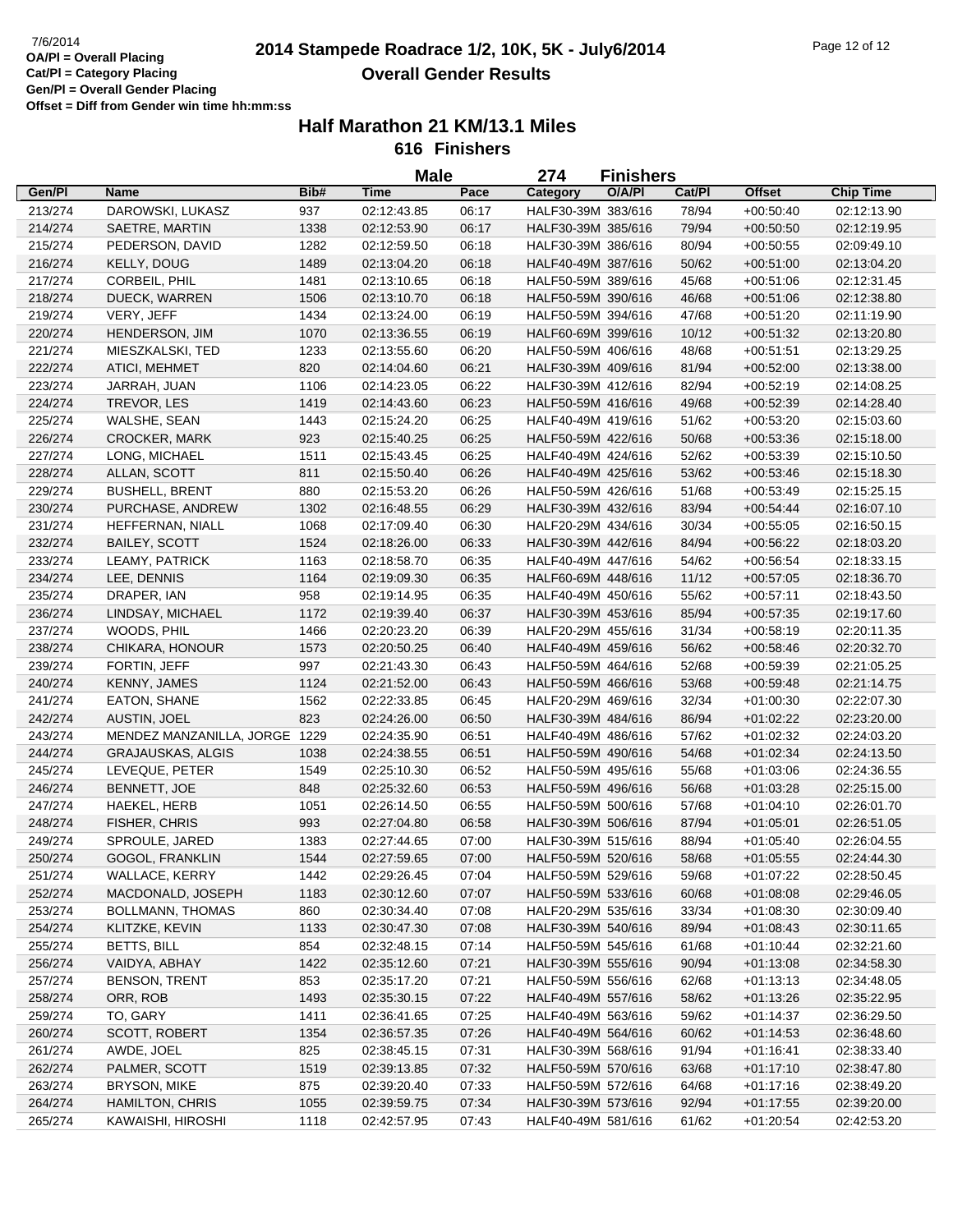7/6/2014

**OA/Pl = Overall Placing**
**Cat/Pl = Category Placing**
**Gen/Pl = Overall Gender Placing**
**Offset = Diff from Gender win time hh:mm:ss**

# 2014 Stampede Roadrace 1/2, 10K, 5K - July6/2014

## Overall Gender Results

### Half Marathon 21 KM/13.1 Miles

### 616 Finishers

**Male** — **274 Finishers**

| Gen/Pl | Name | Bib# | Time | Pace | Category | O/A/Pl | Cat/Pl | Offset | Chip Time |
|---|---|---|---|---|---|---|---|---|---|
| 213/274 | DAROWSKI, LUKASZ | 937 | 02:12:43.85 | 06:17 | HALF30-39M | 383/616 | 78/94 | +00:50:40 | 02:12:13.90 |
| 214/274 | SAETRE, MARTIN | 1338 | 02:12:53.90 | 06:17 | HALF30-39M | 385/616 | 79/94 | +00:50:50 | 02:12:19.95 |
| 215/274 | PEDERSON, DAVID | 1282 | 02:12:59.50 | 06:18 | HALF30-39M | 386/616 | 80/94 | +00:50:55 | 02:09:49.10 |
| 216/274 | KELLY, DOUG | 1489 | 02:13:04.20 | 06:18 | HALF40-49M | 387/616 | 50/62 | +00:51:00 | 02:13:04.20 |
| 217/274 | CORBEIL, PHIL | 1481 | 02:13:10.65 | 06:18 | HALF50-59M | 389/616 | 45/68 | +00:51:06 | 02:12:31.45 |
| 218/274 | DUECK, WARREN | 1506 | 02:13:10.70 | 06:18 | HALF50-59M | 390/616 | 46/68 | +00:51:06 | 02:12:38.80 |
| 219/274 | VERY, JEFF | 1434 | 02:13:24.00 | 06:19 | HALF50-59M | 394/616 | 47/68 | +00:51:20 | 02:11:19.90 |
| 220/274 | HENDERSON, JIM | 1070 | 02:13:36.55 | 06:19 | HALF60-69M | 399/616 | 10/12 | +00:51:32 | 02:13:20.80 |
| 221/274 | MIESZKALSKI, TED | 1233 | 02:13:55.60 | 06:20 | HALF50-59M | 406/616 | 48/68 | +00:51:51 | 02:13:29.25 |
| 222/274 | ATICI, MEHMET | 820 | 02:14:04.60 | 06:21 | HALF30-39M | 409/616 | 81/94 | +00:52:00 | 02:13:38.00 |
| 223/274 | JARRAH, JUAN | 1106 | 02:14:23.05 | 06:22 | HALF30-39M | 412/616 | 82/94 | +00:52:19 | 02:14:08.25 |
| 224/274 | TREVOR, LES | 1419 | 02:14:43.60 | 06:23 | HALF50-59M | 416/616 | 49/68 | +00:52:39 | 02:14:28.40 |
| 225/274 | WALSHE, SEAN | 1443 | 02:15:24.20 | 06:25 | HALF40-49M | 419/616 | 51/62 | +00:53:20 | 02:15:03.60 |
| 226/274 | CROCKER, MARK | 923 | 02:15:40.25 | 06:25 | HALF50-59M | 422/616 | 50/68 | +00:53:36 | 02:15:18.00 |
| 227/274 | LONG, MICHAEL | 1511 | 02:15:43.45 | 06:25 | HALF40-49M | 424/616 | 52/62 | +00:53:39 | 02:15:10.50 |
| 228/274 | ALLAN, SCOTT | 811 | 02:15:50.40 | 06:26 | HALF40-49M | 425/616 | 53/62 | +00:53:46 | 02:15:18.30 |
| 229/274 | BUSHELL, BRENT | 880 | 02:15:53.20 | 06:26 | HALF50-59M | 426/616 | 51/68 | +00:53:49 | 02:15:25.15 |
| 230/274 | PURCHASE, ANDREW | 1302 | 02:16:48.55 | 06:29 | HALF30-39M | 432/616 | 83/94 | +00:54:44 | 02:16:07.10 |
| 231/274 | HEFFERNAN, NIALL | 1068 | 02:17:09.40 | 06:30 | HALF20-29M | 434/616 | 30/34 | +00:55:05 | 02:16:50.15 |
| 232/274 | BAILEY, SCOTT | 1524 | 02:18:26.00 | 06:33 | HALF30-39M | 442/616 | 84/94 | +00:56:22 | 02:18:03.20 |
| 233/274 | LEAMY, PATRICK | 1163 | 02:18:58.70 | 06:35 | HALF40-49M | 447/616 | 54/62 | +00:56:54 | 02:18:33.15 |
| 234/274 | LEE, DENNIS | 1164 | 02:19:09.30 | 06:35 | HALF60-69M | 448/616 | 11/12 | +00:57:05 | 02:18:36.70 |
| 235/274 | DRAPER, IAN | 958 | 02:19:14.95 | 06:35 | HALF40-49M | 450/616 | 55/62 | +00:57:11 | 02:18:43.50 |
| 236/274 | LINDSAY, MICHAEL | 1172 | 02:19:39.40 | 06:37 | HALF30-39M | 453/616 | 85/94 | +00:57:35 | 02:19:17.60 |
| 237/274 | WOODS, PHIL | 1466 | 02:20:23.20 | 06:39 | HALF20-29M | 455/616 | 31/34 | +00:58:19 | 02:20:11.35 |
| 238/274 | CHIKARA, HONOUR | 1573 | 02:20:50.25 | 06:40 | HALF40-49M | 459/616 | 56/62 | +00:58:46 | 02:20:32.70 |
| 239/274 | FORTIN, JEFF | 997 | 02:21:43.30 | 06:43 | HALF50-59M | 464/616 | 52/68 | +00:59:39 | 02:21:05.25 |
| 240/274 | KENNY, JAMES | 1124 | 02:21:52.00 | 06:43 | HALF50-59M | 466/616 | 53/68 | +00:59:48 | 02:21:14.75 |
| 241/274 | EATON, SHANE | 1562 | 02:22:33.85 | 06:45 | HALF20-29M | 469/616 | 32/34 | +01:00:30 | 02:22:07.30 |
| 242/274 | AUSTIN, JOEL | 823 | 02:24:26.00 | 06:50 | HALF30-39M | 484/616 | 86/94 | +01:02:22 | 02:23:20.00 |
| 243/274 | MENDEZ MANZANILLA, JORGE | 1229 | 02:24:35.90 | 06:51 | HALF40-49M | 486/616 | 57/62 | +01:02:32 | 02:24:03.20 |
| 244/274 | GRAJAUSKAS, ALGIS | 1038 | 02:24:38.55 | 06:51 | HALF50-59M | 490/616 | 54/68 | +01:02:34 | 02:24:13.50 |
| 245/274 | LEVEQUE, PETER | 1549 | 02:25:10.30 | 06:52 | HALF50-59M | 495/616 | 55/68 | +01:03:06 | 02:24:36.55 |
| 246/274 | BENNETT, JOE | 848 | 02:25:32.60 | 06:53 | HALF50-59M | 496/616 | 56/68 | +01:03:28 | 02:25:15.00 |
| 247/274 | HAEKEL, HERB | 1051 | 02:26:14.50 | 06:55 | HALF50-59M | 500/616 | 57/68 | +01:04:10 | 02:26:01.70 |
| 248/274 | FISHER, CHRIS | 993 | 02:27:04.80 | 06:58 | HALF30-39M | 506/616 | 87/94 | +01:05:01 | 02:26:51.05 |
| 249/274 | SPROULE, JARED | 1383 | 02:27:44.65 | 07:00 | HALF30-39M | 515/616 | 88/94 | +01:05:40 | 02:26:04.55 |
| 250/274 | GOGOL, FRANKLIN | 1544 | 02:27:59.65 | 07:00 | HALF50-59M | 520/616 | 58/68 | +01:05:55 | 02:24:44.30 |
| 251/274 | WALLACE, KERRY | 1442 | 02:29:26.45 | 07:04 | HALF50-59M | 529/616 | 59/68 | +01:07:22 | 02:28:50.45 |
| 252/274 | MACDONALD, JOSEPH | 1183 | 02:30:12.60 | 07:07 | HALF50-59M | 533/616 | 60/68 | +01:08:08 | 02:29:46.05 |
| 253/274 | BOLLMANN, THOMAS | 860 | 02:30:34.40 | 07:08 | HALF20-29M | 535/616 | 33/34 | +01:08:30 | 02:30:09.40 |
| 254/274 | KLITZKE, KEVIN | 1133 | 02:30:47.30 | 07:08 | HALF30-39M | 540/616 | 89/94 | +01:08:43 | 02:30:11.65 |
| 255/274 | BETTS, BILL | 854 | 02:32:48.15 | 07:14 | HALF50-59M | 545/616 | 61/68 | +01:10:44 | 02:32:21.60 |
| 256/274 | VAIDYA, ABHAY | 1422 | 02:35:12.60 | 07:21 | HALF30-39M | 555/616 | 90/94 | +01:13:08 | 02:34:58.30 |
| 257/274 | BENSON, TRENT | 853 | 02:35:17.20 | 07:21 | HALF50-59M | 556/616 | 62/68 | +01:13:13 | 02:34:48.05 |
| 258/274 | ORR, ROB | 1493 | 02:35:30.15 | 07:22 | HALF40-49M | 557/616 | 58/62 | +01:13:26 | 02:35:22.95 |
| 259/274 | TO, GARY | 1411 | 02:36:41.65 | 07:25 | HALF40-49M | 563/616 | 59/62 | +01:14:37 | 02:36:29.50 |
| 260/274 | SCOTT, ROBERT | 1354 | 02:36:57.35 | 07:26 | HALF40-49M | 564/616 | 60/62 | +01:14:53 | 02:36:48.60 |
| 261/274 | AWDE, JOEL | 825 | 02:38:45.15 | 07:31 | HALF30-39M | 568/616 | 91/94 | +01:16:41 | 02:38:33.40 |
| 262/274 | PALMER, SCOTT | 1519 | 02:39:13.85 | 07:32 | HALF50-59M | 570/616 | 63/68 | +01:17:10 | 02:38:47.80 |
| 263/274 | BRYSON, MIKE | 875 | 02:39:20.40 | 07:33 | HALF50-59M | 572/616 | 64/68 | +01:17:16 | 02:38:49.20 |
| 264/274 | HAMILTON, CHRIS | 1055 | 02:39:59.75 | 07:34 | HALF30-39M | 573/616 | 92/94 | +01:17:55 | 02:39:20.00 |
| 265/274 | KAWAISHI, HIROSHI | 1118 | 02:42:57.95 | 07:43 | HALF40-49M | 581/616 | 61/62 | +01:20:54 | 02:42:53.20 |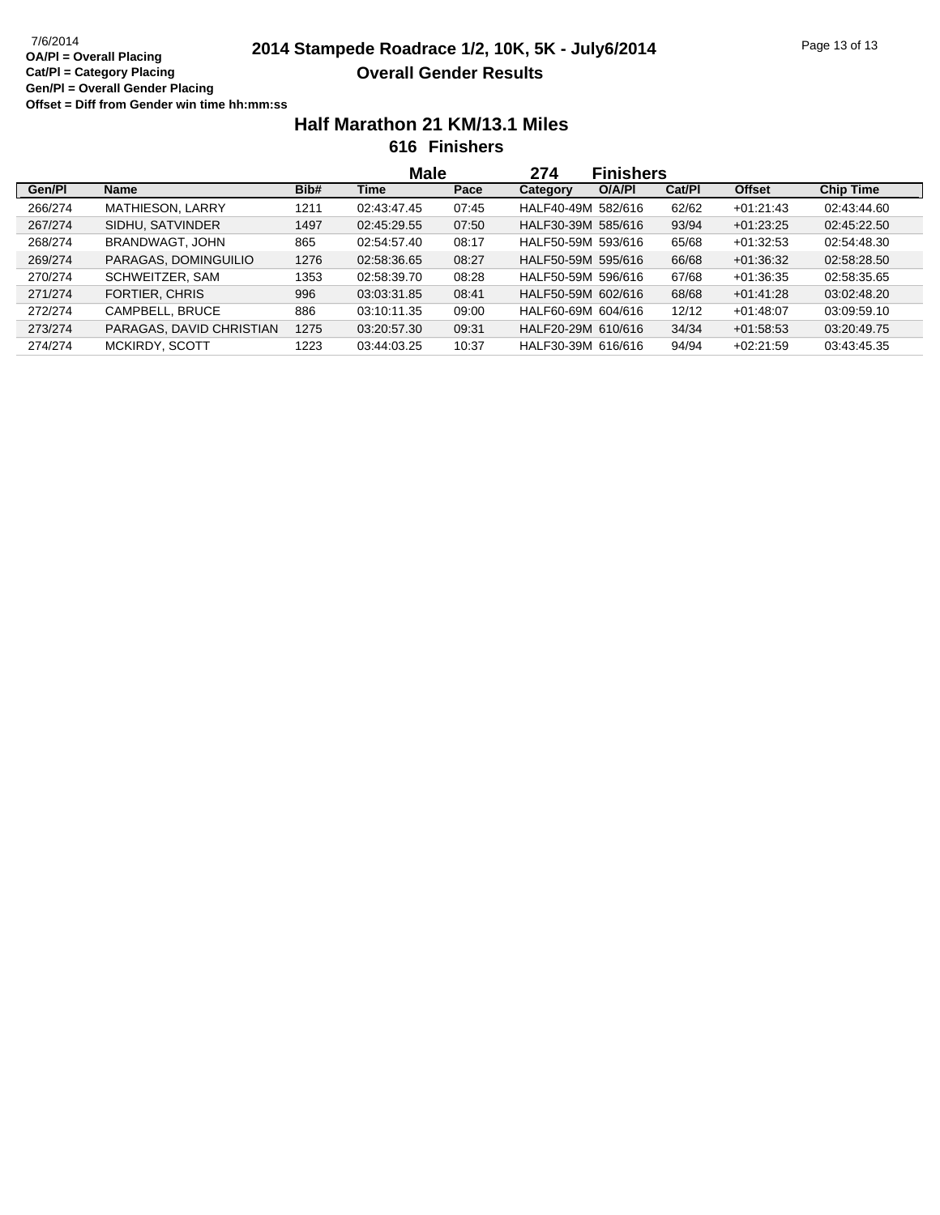7/6/2014

**OA/Pl = Overall Placing**
**Cat/Pl = Category Placing**
**Gen/Pl = Overall Gender Placing**
**Offset = Diff from Gender win time hh:mm:ss**

# 2014 Stampede Roadrace 1/2, 10K, 5K - July6/2014

## Overall Gender Results

### Half Marathon 21 KM/13.1 Miles

**616 Finishers**

**Male 274 Finishers**

| Gen/Pl | Name | Bib# | Time | Pace | Category | O/A/Pl | Cat/Pl | Offset | Chip Time |
|---|---|---|---|---|---|---|---|---|---|
| 266/274 | MATHIESON, LARRY | 1211 | 02:43:47.45 | 07:45 | HALF40-49M | 582/616 | 62/62 | +01:21:43 | 02:43:44.60 |
| 267/274 | SIDHU, SATVINDER | 1497 | 02:45:29.55 | 07:50 | HALF30-39M | 585/616 | 93/94 | +01:23:25 | 02:45:22.50 |
| 268/274 | BRANDWAGT, JOHN | 865 | 02:54:57.40 | 08:17 | HALF50-59M | 593/616 | 65/68 | +01:32:53 | 02:54:48.30 |
| 269/274 | PARAGAS, DOMINGUILIO | 1276 | 02:58:36.65 | 08:27 | HALF50-59M | 595/616 | 66/68 | +01:36:32 | 02:58:28.50 |
| 270/274 | SCHWEITZER, SAM | 1353 | 02:58:39.70 | 08:28 | HALF50-59M | 596/616 | 67/68 | +01:36:35 | 02:58:35.65 |
| 271/274 | FORTIER, CHRIS | 996 | 03:03:31.85 | 08:41 | HALF50-59M | 602/616 | 68/68 | +01:41:28 | 03:02:48.20 |
| 272/274 | CAMPBELL, BRUCE | 886 | 03:10:11.35 | 09:00 | HALF60-69M | 604/616 | 12/12 | +01:48:07 | 03:09:59.10 |
| 273/274 | PARAGAS, DAVID CHRISTIAN | 1275 | 03:20:57.30 | 09:31 | HALF20-29M | 610/616 | 34/34 | +01:58:53 | 03:20:49.75 |
| 274/274 | MCKIRDY, SCOTT | 1223 | 03:44:03.25 | 10:37 | HALF30-39M | 616/616 | 94/94 | +02:21:59 | 03:43:45.35 |